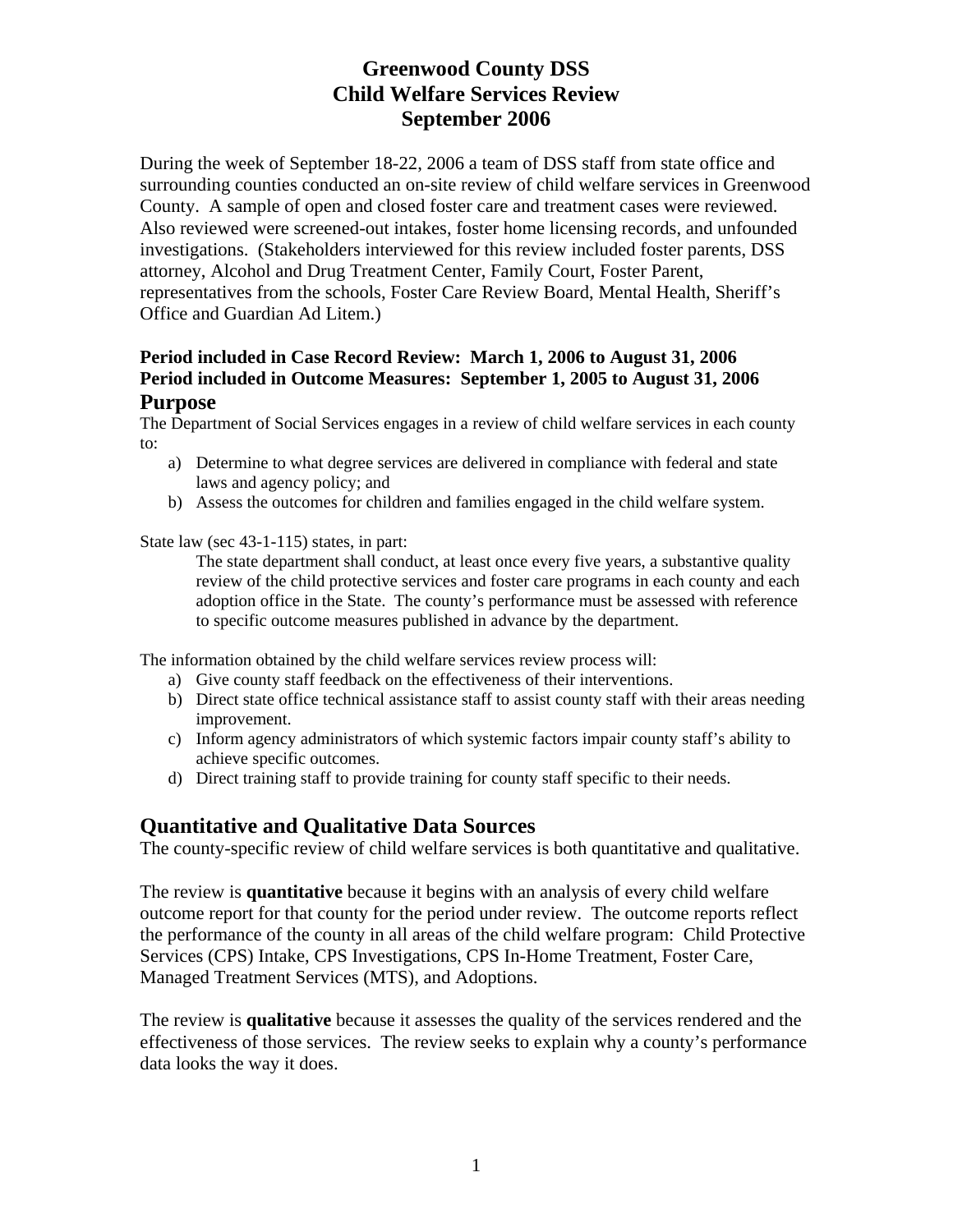# Greenwood County DSS
# Child Welfare Services Review
# September 2006

During the week of September 18-22, 2006 a team of DSS staff from state office and surrounding counties conducted an on-site review of child welfare services in Greenwood County. A sample of open and closed foster care and treatment cases were reviewed. Also reviewed were screened-out intakes, foster home licensing records, and unfounded investigations. (Stakeholders interviewed for this review included foster parents, DSS attorney, Alcohol and Drug Treatment Center, Family Court, Foster Parent, representatives from the schools, Foster Care Review Board, Mental Health, Sheriff's Office and Guardian Ad Litem.)

**Period included in Case Record Review: March 1, 2006 to August 31, 2006**
**Period included in Outcome Measures: September 1, 2005 to August 31, 2006**

## Purpose

The Department of Social Services engages in a review of child welfare services in each county to:

a) Determine to what degree services are delivered in compliance with federal and state laws and agency policy; and
b) Assess the outcomes for children and families engaged in the child welfare system.

State law (sec 43-1-115) states, in part:

> The state department shall conduct, at least once every five years, a substantive quality review of the child protective services and foster care programs in each county and each adoption office in the State. The county's performance must be assessed with reference to specific outcome measures published in advance by the department.

The information obtained by the child welfare services review process will:

a) Give county staff feedback on the effectiveness of their interventions.
b) Direct state office technical assistance staff to assist county staff with their areas needing improvement.
c) Inform agency administrators of which systemic factors impair county staff's ability to achieve specific outcomes.
d) Direct training staff to provide training for county staff specific to their needs.

## Quantitative and Qualitative Data Sources

The county-specific review of child welfare services is both quantitative and qualitative.

The review is **quantitative** because it begins with an analysis of every child welfare outcome report for that county for the period under review. The outcome reports reflect the performance of the county in all areas of the child welfare program: Child Protective Services (CPS) Intake, CPS Investigations, CPS In-Home Treatment, Foster Care, Managed Treatment Services (MTS), and Adoptions.

The review is **qualitative** because it assesses the quality of the services rendered and the effectiveness of those services. The review seeks to explain why a county's performance data looks the way it does.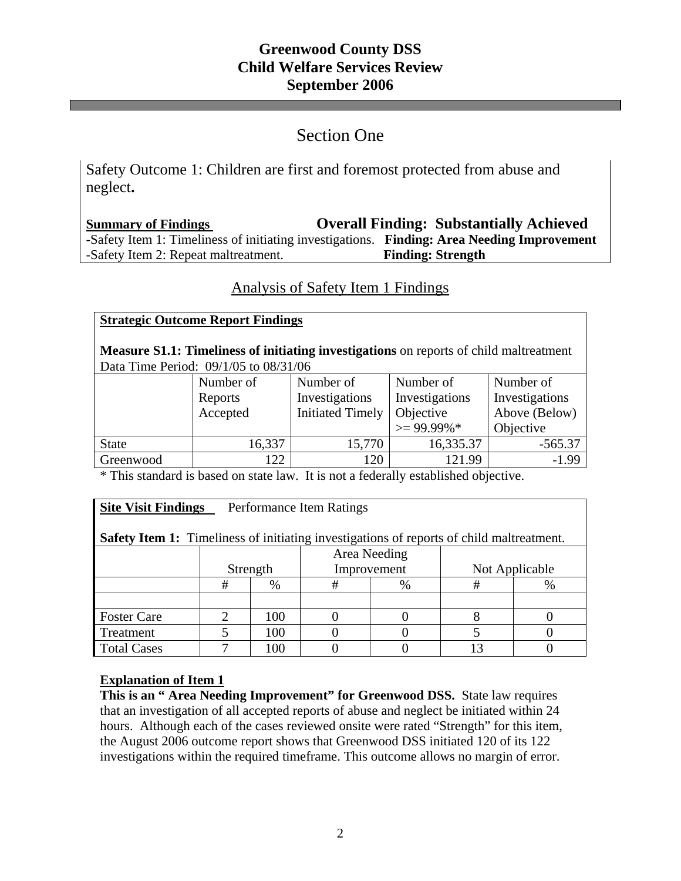**Greenwood County DSS**
**Child Welfare Services Review**
**September 2006**

# Section One

Safety Outcome 1: Children are first and foremost protected from abuse and neglect**.**

**Summary of Findings** **Overall Finding: Substantially Achieved**

-Safety Item 1: Timeliness of initiating investigations. **Finding: Area Needing Improvement**
-Safety Item 2: Repeat maltreatment. **Finding: Strength**

## Analysis of Safety Item 1 Findings

**Strategic Outcome Report Findings**

**Measure S1.1: Timeliness of initiating investigations** on reports of child maltreatment
Data Time Period: 09/1/05 to 08/31/06

| | Number of Reports Accepted | Number of Investigations Initiated Timely | Number of Investigations Objective >= 99.99%* | Number of Investigations Above (Below) Objective |
|---|---|---|---|---|
| State | 16,337 | 15,770 | 16,335.37 | -565.37 |
| Greenwood | 122 | 120 | 121.99 | -1.99 |

\* This standard is based on state law. It is not a federally established objective.

**Site Visit Findings** Performance Item Ratings

**Safety Item 1:** Timeliness of initiating investigations of reports of child maltreatment.

| | Strength | | Area Needing Improvement | | Not Applicable | |
|---|---|---|---|---|---|---|
| | # | % | # | % | # | % |
| | | | | | | |
| Foster Care | 2 | 100 | 0 | 0 | 8 | 0 |
| Treatment | 5 | 100 | 0 | 0 | 5 | 0 |
| Total Cases | 7 | 100 | 0 | 0 | 13 | 0 |

**Explanation of Item 1**

**This is an " Area Needing Improvement" for Greenwood DSS.** State law requires that an investigation of all accepted reports of abuse and neglect be initiated within 24 hours. Although each of the cases reviewed onsite were rated "Strength" for this item, the August 2006 outcome report shows that Greenwood DSS initiated 120 of its 122 investigations within the required timeframe. This outcome allows no margin of error.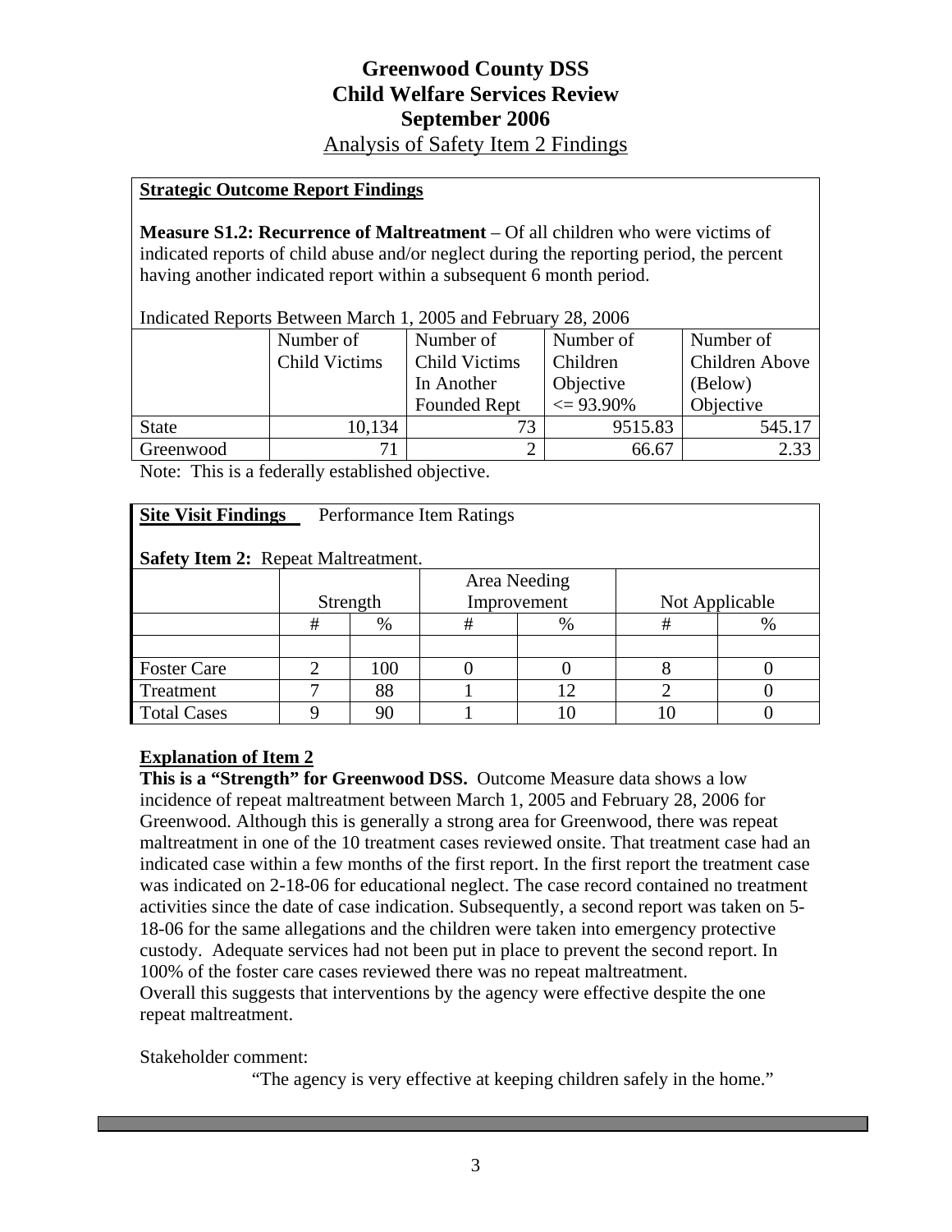# Greenwood County DSS
# Child Welfare Services Review
# September 2006
## Analysis of Safety Item 2 Findings

**Strategic Outcome Report Findings**

**Measure S1.2: Recurrence of Maltreatment** – Of all children who were victims of indicated reports of child abuse and/or neglect during the reporting period, the percent having another indicated report within a subsequent 6 month period.

Indicated Reports Between March 1, 2005 and February 28, 2006

| | Number of Child Victims | Number of Child Victims In Another Founded Rept | Number of Children Objective <= 93.90% | Number of Children Above (Below) Objective |
|---|---|---|---|---|
| State | 10,134 | 73 | 9515.83 | 545.17 |
| Greenwood | 71 | 2 | 66.67 | 2.33 |

Note: This is a federally established objective.

**Site Visit Findings** Performance Item Ratings

**Safety Item 2:** Repeat Maltreatment.

| | Strength | | Area Needing Improvement | | Not Applicable | |
|---|---|---|---|---|---|---|
| | # | % | # | % | # | % |
| | | | | | | |
| Foster Care | 2 | 100 | 0 | 0 | 8 | 0 |
| Treatment | 7 | 88 | 1 | 12 | 2 | 0 |
| Total Cases | 9 | 90 | 1 | 10 | 10 | 0 |

**Explanation of Item 2**

**This is a "Strength" for Greenwood DSS.** Outcome Measure data shows a low incidence of repeat maltreatment between March 1, 2005 and February 28, 2006 for Greenwood. Although this is generally a strong area for Greenwood, there was repeat maltreatment in one of the 10 treatment cases reviewed onsite. That treatment case had an indicated case within a few months of the first report. In the first report the treatment case was indicated on 2-18-06 for educational neglect. The case record contained no treatment activities since the date of case indication. Subsequently, a second report was taken on 5-18-06 for the same allegations and the children were taken into emergency protective custody. Adequate services had not been put in place to prevent the second report. In 100% of the foster care cases reviewed there was no repeat maltreatment.
Overall this suggests that interventions by the agency were effective despite the one repeat maltreatment.

Stakeholder comment:

"The agency is very effective at keeping children safely in the home."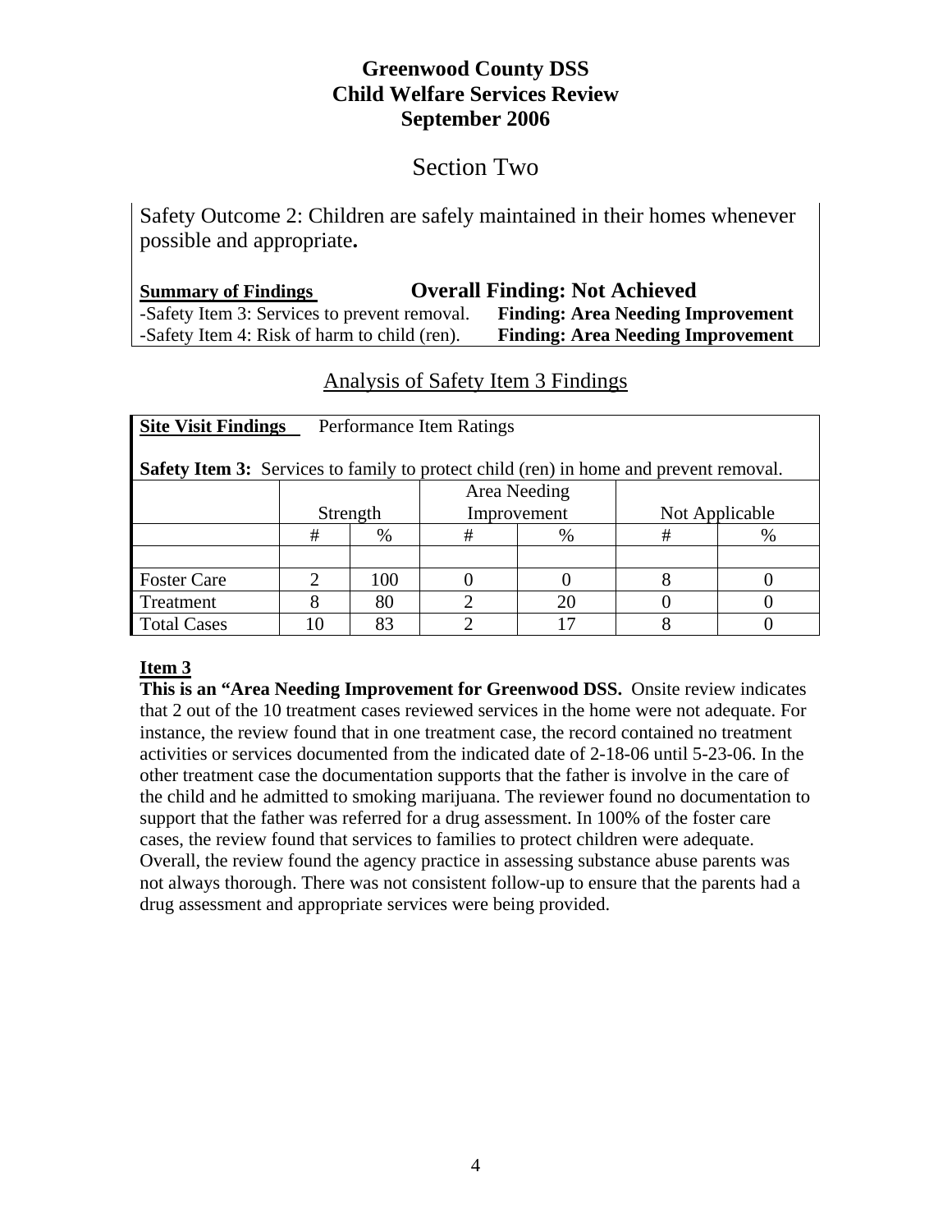**Greenwood County DSS**
**Child Welfare Services Review**
**September 2006**

# Section Two

Safety Outcome 2: Children are safely maintained in their homes whenever possible and appropriate**.**

**Summary of Findings** **Overall Finding: Not Achieved**

-Safety Item 3: Services to prevent removal. **Finding: Area Needing Improvement**

-Safety Item 4: Risk of harm to child (ren). **Finding: Area Needing Improvement**

## Analysis of Safety Item 3 Findings

**Site Visit Findings** Performance Item Ratings

**Safety Item 3:** Services to family to protect child (ren) in home and prevent removal.

| | Strength | | Area Needing Improvement | | Not Applicable | |
|---|---|---|---|---|---|---|
| | # | % | # | % | # | % |
| | | | | | | |
| Foster Care | 2 | 100 | 0 | 0 | 8 | 0 |
| Treatment | 8 | 80 | 2 | 20 | 0 | 0 |
| Total Cases | 10 | 83 | 2 | 17 | 8 | 0 |

**Item 3**

**This is an "Area Needing Improvement for Greenwood DSS.** Onsite review indicates that 2 out of the 10 treatment cases reviewed services in the home were not adequate. For instance, the review found that in one treatment case, the record contained no treatment activities or services documented from the indicated date of 2-18-06 until 5-23-06. In the other treatment case the documentation supports that the father is involve in the care of the child and he admitted to smoking marijuana. The reviewer found no documentation to support that the father was referred for a drug assessment. In 100% of the foster care cases, the review found that services to families to protect children were adequate. Overall, the review found the agency practice in assessing substance abuse parents was not always thorough. There was not consistent follow-up to ensure that the parents had a drug assessment and appropriate services were being provided.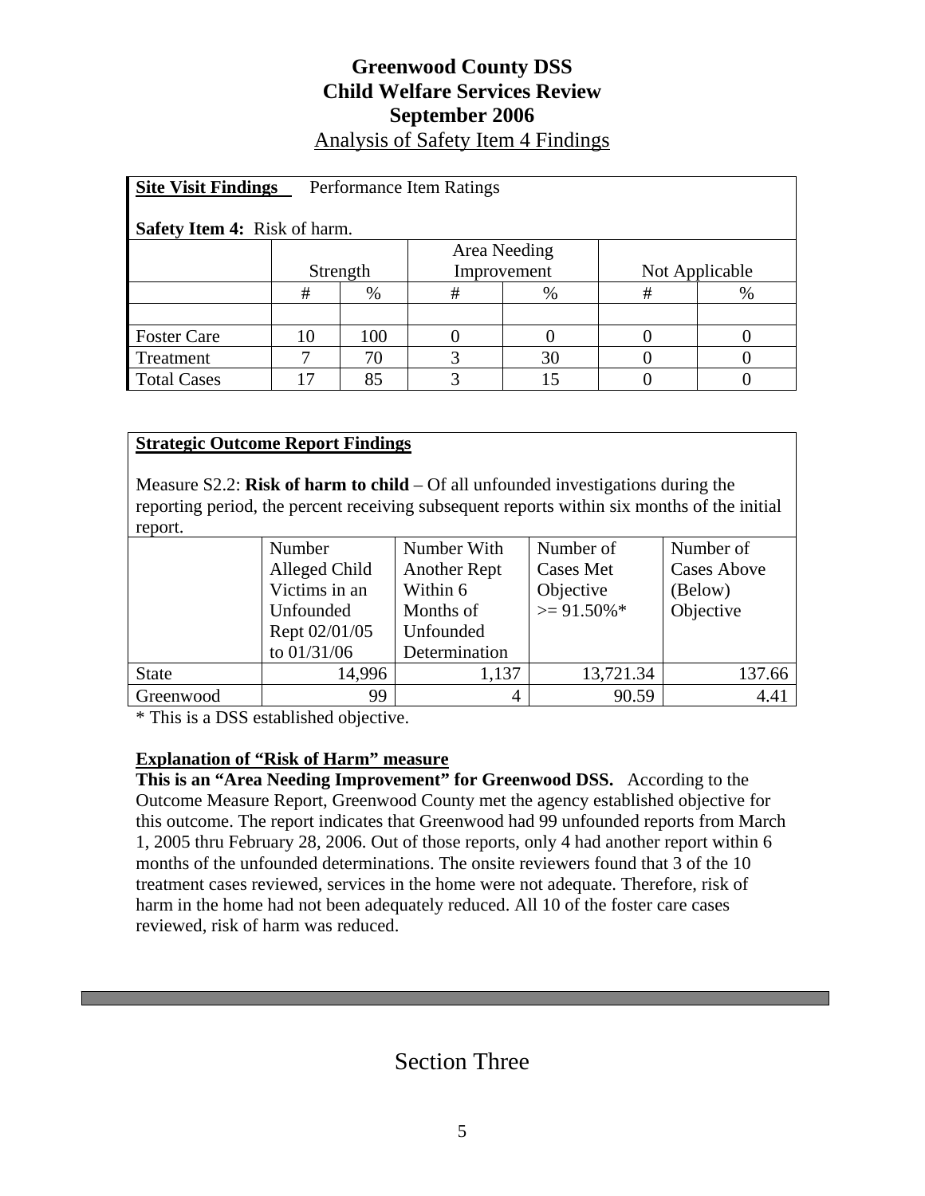# Greenwood County DSS
# Child Welfare Services Review
# September 2006

Analysis of Safety Item 4 Findings

**Site Visit Findings** Performance Item Ratings

**Safety Item 4:** Risk of harm.

| | Strength | | Area Needing Improvement | | Not Applicable | |
|---|---|---|---|---|---|---|
| | # | % | # | % | # | % |
| | | | | | | |
| Foster Care | 10 | 100 | 0 | 0 | 0 | 0 |
| Treatment | 7 | 70 | 3 | 30 | 0 | 0 |
| Total Cases | 17 | 85 | 3 | 15 | 0 | 0 |

**Strategic Outcome Report Findings**

Measure S2.2: **Risk of harm to child** – Of all unfounded investigations during the reporting period, the percent receiving subsequent reports within six months of the initial report.

| | Number Alleged Child Victims in an Unfounded Rept 02/01/05 to 01/31/06 | Number With Another Rept Within 6 Months of Unfounded Determination | Number of Cases Met Objective >= 91.50%* | Number of Cases Above (Below) Objective |
|---|---|---|---|---|
| State | 14,996 | 1,137 | 13,721.34 | 137.66 |
| Greenwood | 99 | 4 | 90.59 | 4.41 |

* This is a DSS established objective.

**Explanation of "Risk of Harm" measure**

**This is an "Area Needing Improvement" for Greenwood DSS.** According to the Outcome Measure Report, Greenwood County met the agency established objective for this outcome. The report indicates that Greenwood had 99 unfounded reports from March 1, 2005 thru February 28, 2006. Out of those reports, only 4 had another report within 6 months of the unfounded determinations. The onsite reviewers found that 3 of the 10 treatment cases reviewed, services in the home were not adequate. Therefore, risk of harm in the home had not been adequately reduced. All 10 of the foster care cases reviewed, risk of harm was reduced.

---

# Section Three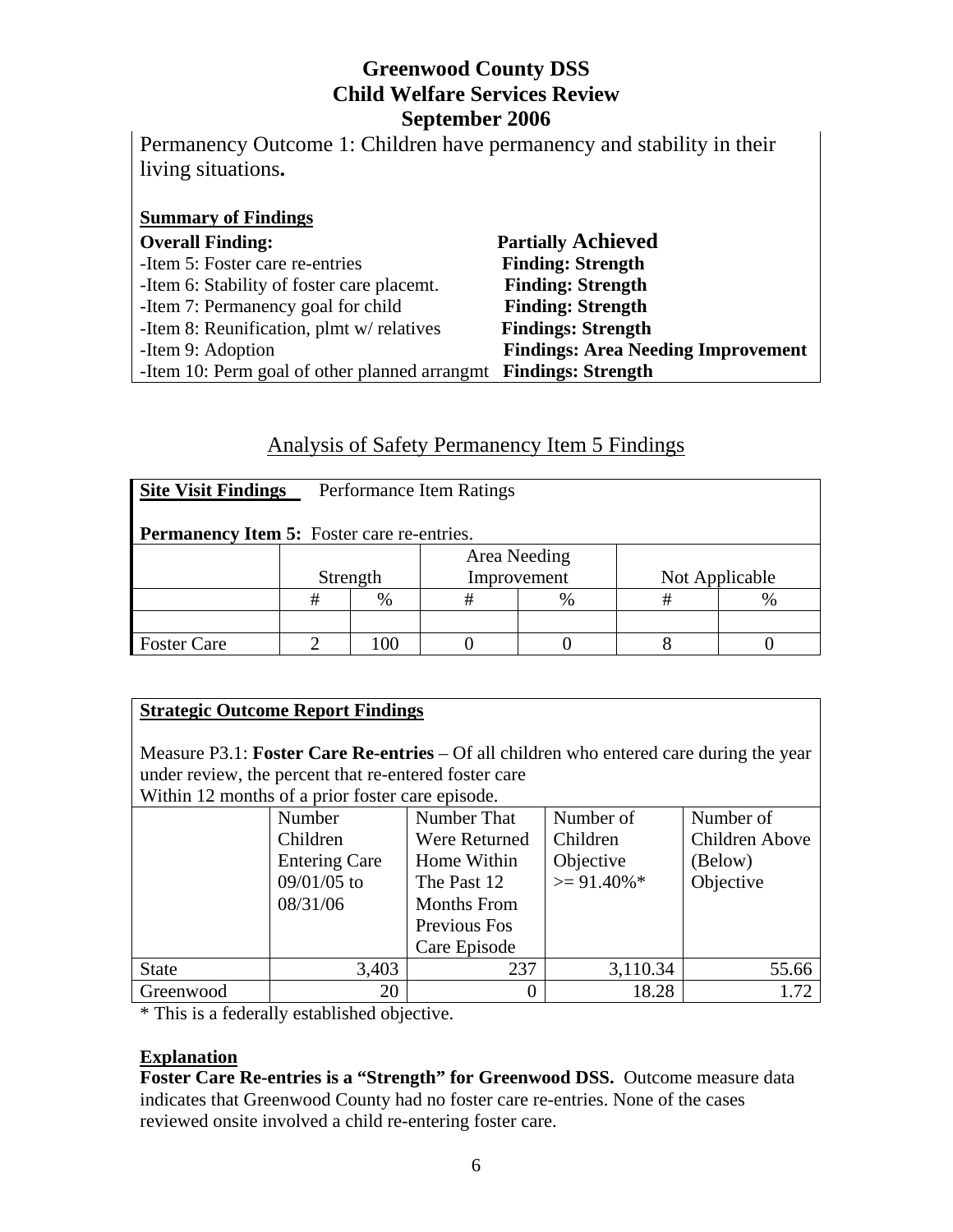# Greenwood County DSS
# Child Welfare Services Review
# September 2006

Permanency Outcome 1: Children have permanency and stability in their living situations**.**

**Summary of Findings**

| | |
|---|---|
| **Overall Finding:** | **Partially Achieved** |
| -Item 5: Foster care re-entries | **Finding: Strength** |
| -Item 6: Stability of foster care placemt. | **Finding: Strength** |
| -Item 7: Permanency goal for child | **Finding: Strength** |
| -Item 8: Reunification, plmt w/ relatives | **Findings: Strength** |
| -Item 9: Adoption | **Findings: Area Needing Improvement** |
| -Item 10: Perm goal of other planned arrangmt | **Findings: Strength** |

## Analysis of Safety Permanency Item 5 Findings

**Site Visit Findings** Performance Item Ratings

**Permanency Item 5:** Foster care re-entries.

| | Strength | | Area Needing Improvement | | Not Applicable | |
|---|---|---|---|---|---|---|
| | # | % | # | % | # | % |
| | | | | | | |
| Foster Care | 2 | 100 | 0 | 0 | 8 | 0 |

**Strategic Outcome Report Findings**

Measure P3.1: **Foster Care Re-entries** – Of all children who entered care during the year under review, the percent that re-entered foster care Within 12 months of a prior foster care episode.

| | Number Children Entering Care 09/01/05 to 08/31/06 | Number That Were Returned Home Within The Past 12 Months From Previous Fos Care Episode | Number of Children Objective >= 91.40%* | Number of Children Above (Below) Objective |
|---|---|---|---|---|
| State | 3,403 | 237 | 3,110.34 | 55.66 |
| Greenwood | 20 | 0 | 18.28 | 1.72 |

* This is a federally established objective.

**Explanation**

**Foster Care Re-entries is a "Strength" for Greenwood DSS.** Outcome measure data indicates that Greenwood County had no foster care re-entries. None of the cases reviewed onsite involved a child re-entering foster care.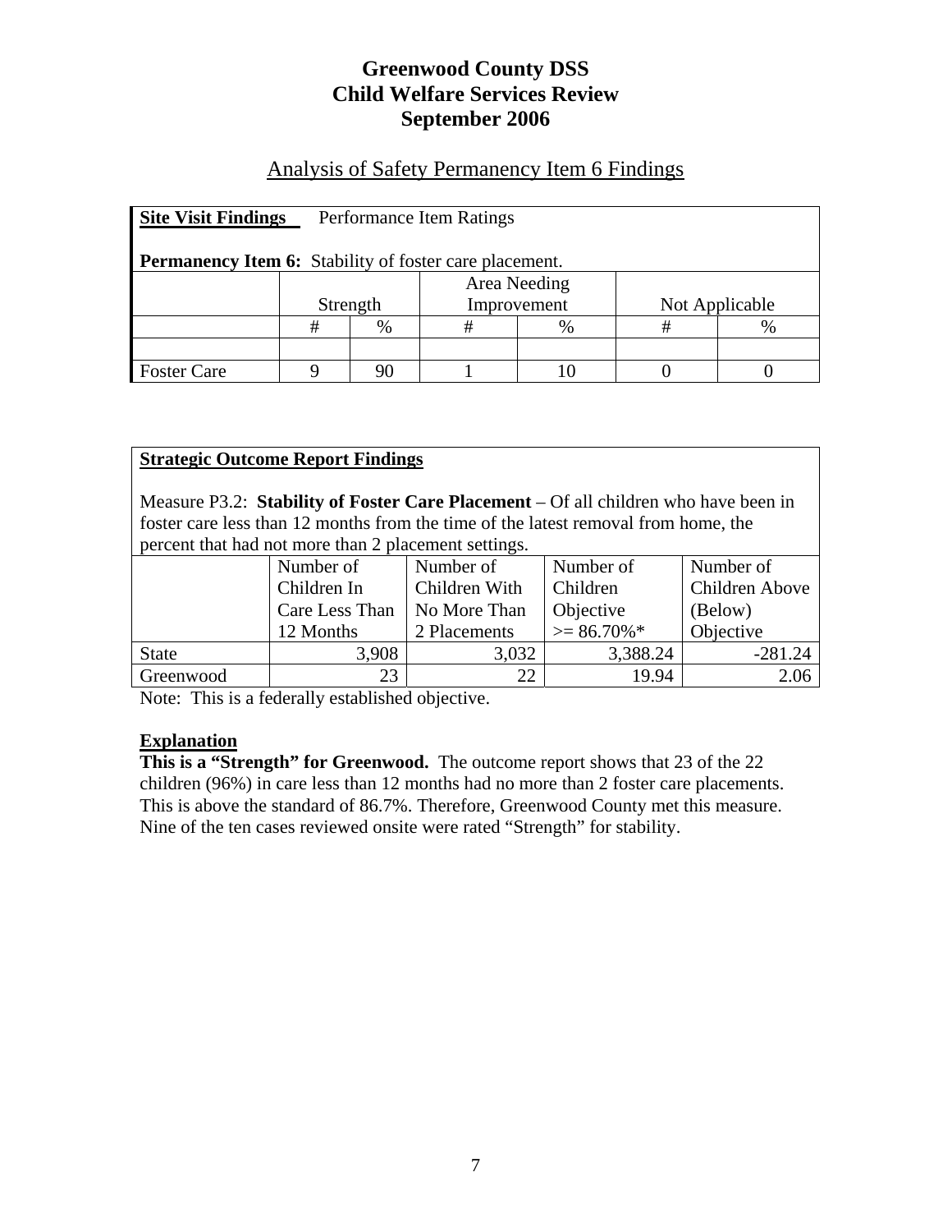# Greenwood County DSS
# Child Welfare Services Review
# September 2006

## Analysis of Safety Permanency Item 6 Findings

**Site Visit Findings** Performance Item Ratings

**Permanency Item 6:** Stability of foster care placement.

| | Strength | | Area Needing Improvement | | Not Applicable | |
|---|---|---|---|---|---|---|
| | # | % | # | % | # | % |
| | | | | | | |
| Foster Care | 9 | 90 | 1 | 10 | 0 | 0 |

**Strategic Outcome Report Findings**

Measure P3.2: **Stability of Foster Care Placement** – Of all children who have been in foster care less than 12 months from the time of the latest removal from home, the percent that had not more than 2 placement settings.

| | Number of Children In Care Less Than 12 Months | Number of Children With No More Than 2 Placements | Number of Children Objective >= 86.70%* | Number of Children Above (Below) Objective |
|---|---|---|---|---|
| State | 3,908 | 3,032 | 3,388.24 | -281.24 |
| Greenwood | 23 | 22 | 19.94 | 2.06 |

Note: This is a federally established objective.

**Explanation**

**This is a "Strength" for Greenwood.** The outcome report shows that 23 of the 22 children (96%) in care less than 12 months had no more than 2 foster care placements. This is above the standard of 86.7%. Therefore, Greenwood County met this measure. Nine of the ten cases reviewed onsite were rated "Strength" for stability.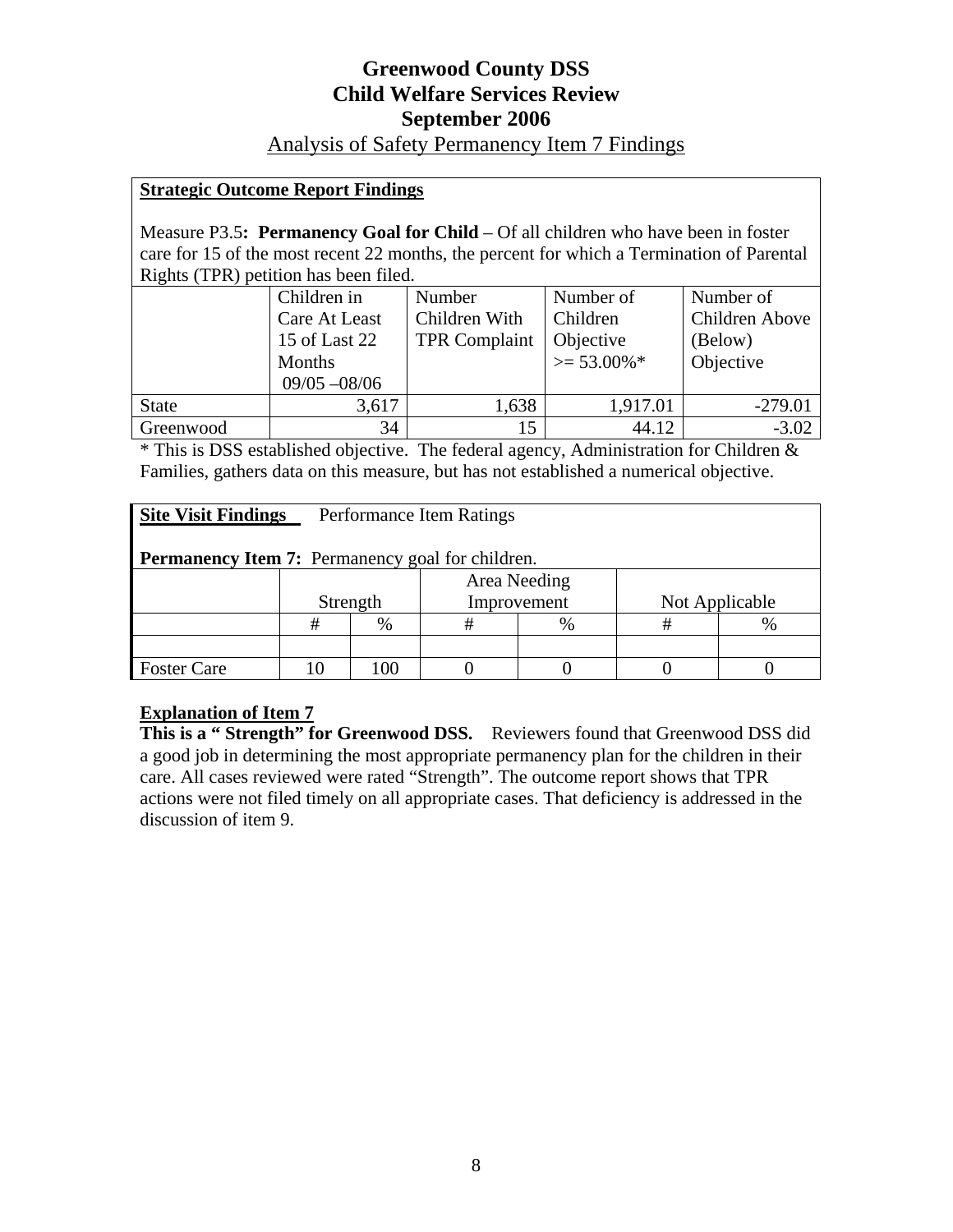# Greenwood County DSS
# Child Welfare Services Review
# September 2006

Analysis of Safety Permanency Item 7 Findings

**Strategic Outcome Report Findings**

Measure P3.5**: Permanency Goal for Child** – Of all children who have been in foster care for 15 of the most recent 22 months, the percent for which a Termination of Parental Rights (TPR) petition has been filed.

| | Children in Care At Least 15 of Last 22 Months 09/05 –08/06 | Number Children With TPR Complaint | Number of Children Objective >= 53.00%* | Number of Children Above (Below) Objective |
|---|---|---|---|---|
| State | 3,617 | 1,638 | 1,917.01 | -279.01 |
| Greenwood | 34 | 15 | 44.12 | -3.02 |

* This is DSS established objective. The federal agency, Administration for Children & Families, gathers data on this measure, but has not established a numerical objective.

**Site Visit Findings** Performance Item Ratings

**Permanency Item 7:** Permanency goal for children.

| | Strength | | Area Needing Improvement | | Not Applicable | |
|---|---|---|---|---|---|---|
| | # | % | # | % | # | % |
| | | | | | | |
| Foster Care | 10 | 100 | 0 | 0 | 0 | 0 |

**Explanation of Item 7**

**This is a " Strength" for Greenwood DSS.** Reviewers found that Greenwood DSS did a good job in determining the most appropriate permanency plan for the children in their care. All cases reviewed were rated "Strength". The outcome report shows that TPR actions were not filed timely on all appropriate cases. That deficiency is addressed in the discussion of item 9.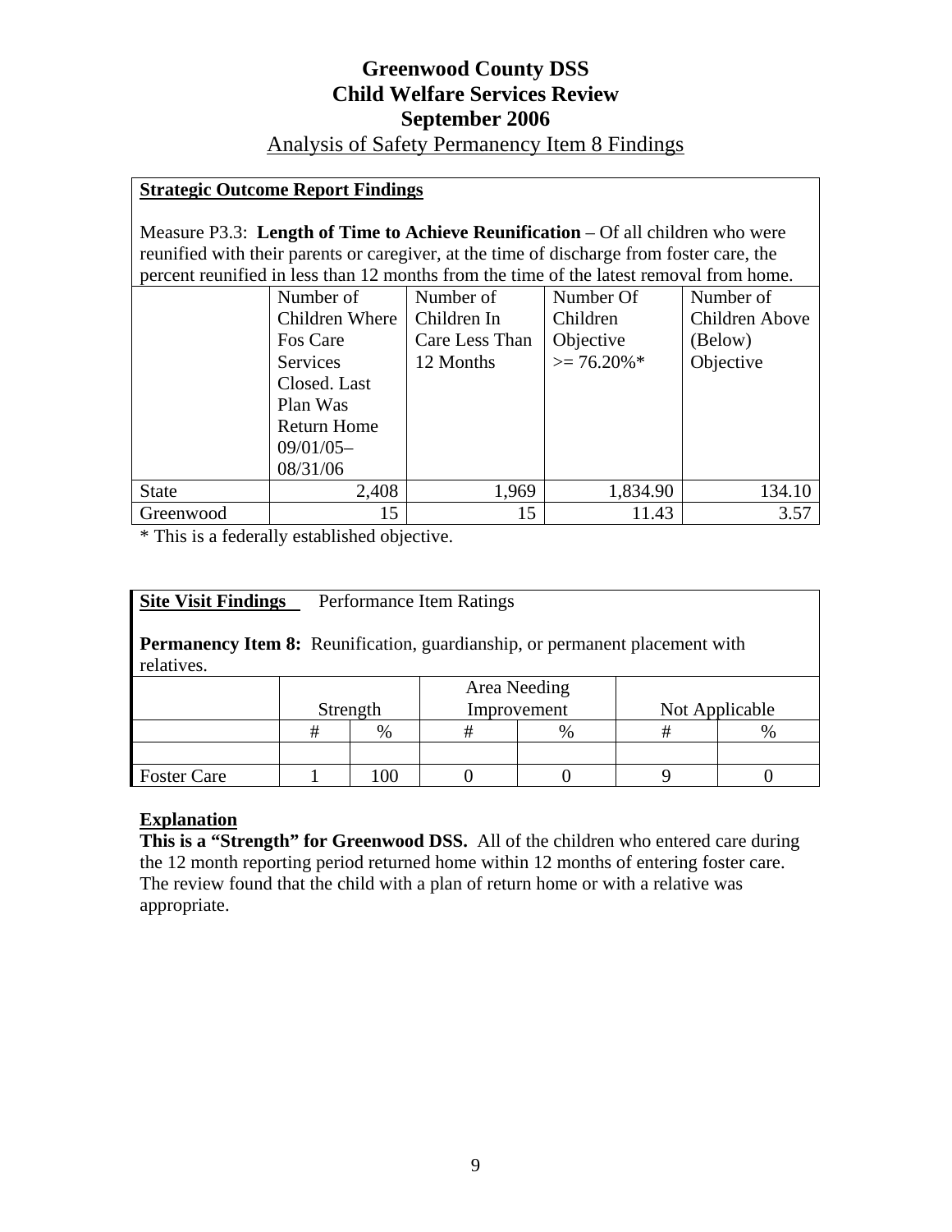# Greenwood County DSS
# Child Welfare Services Review
# September 2006

## Analysis of Safety Permanency Item 8 Findings

**Strategic Outcome Report Findings**

Measure P3.3: **Length of Time to Achieve Reunification** – Of all children who were reunified with their parents or caregiver, at the time of discharge from foster care, the percent reunified in less than 12 months from the time of the latest removal from home.

| | Number of Children Where Fos Care Services Closed. Last Plan Was Return Home 09/01/05–08/31/06 | Number of Children In Care Less Than 12 Months | Number Of Children Objective >= 76.20%* | Number of Children Above (Below) Objective |
|---|---|---|---|---|
| State | 2,408 | 1,969 | 1,834.90 | 134.10 |
| Greenwood | 15 | 15 | 11.43 | 3.57 |

* This is a federally established objective.

**Site Visit Findings** Performance Item Ratings

**Permanency Item 8:** Reunification, guardianship, or permanent placement with relatives.

| | Strength | | Area Needing Improvement | | Not Applicable | |
|---|---|---|---|---|---|---|
| | # | % | # | % | # | % |
| | | | | | | |
| Foster Care | 1 | 100 | 0 | 0 | 9 | 0 |

**Explanation**

**This is a "Strength" for Greenwood DSS.** All of the children who entered care during the 12 month reporting period returned home within 12 months of entering foster care. The review found that the child with a plan of return home or with a relative was appropriate.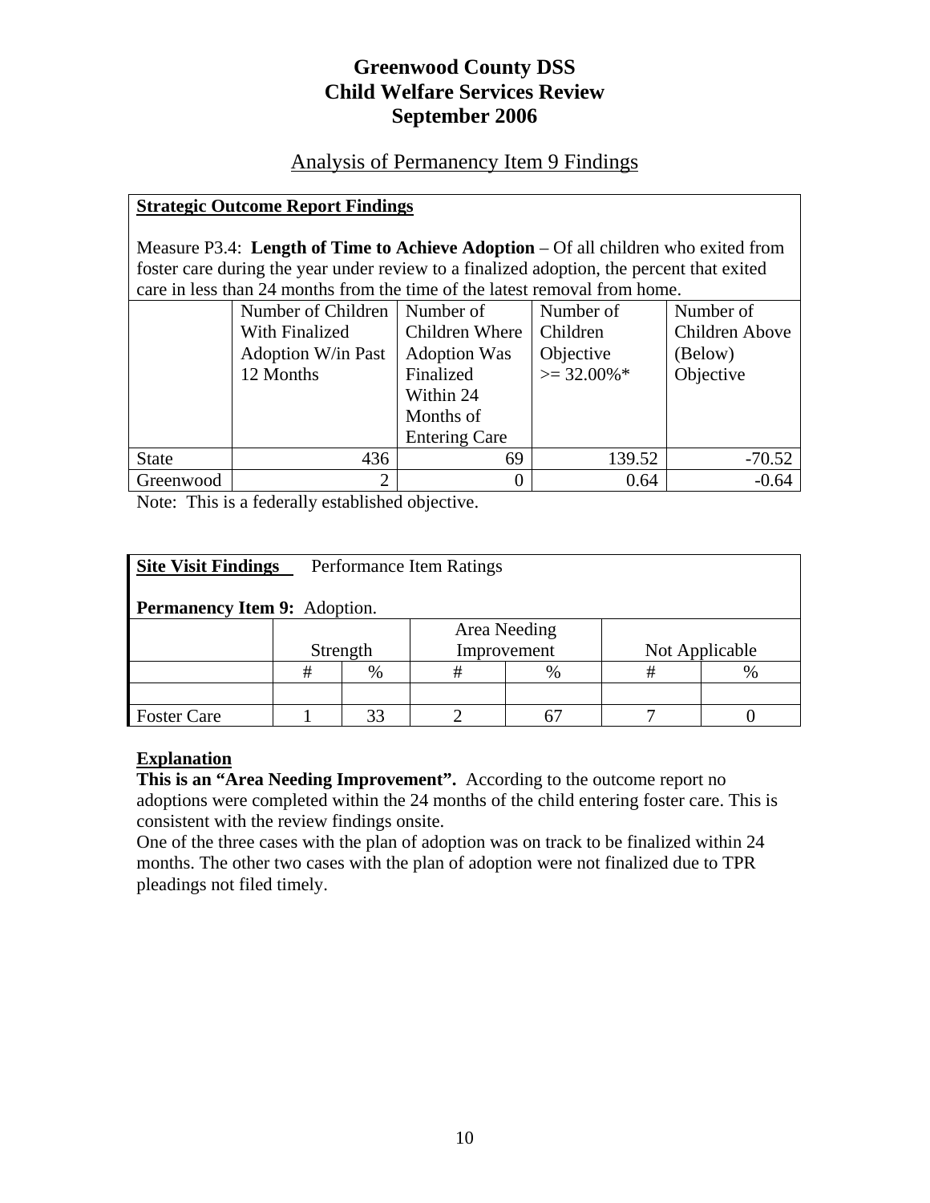# Greenwood County DSS
# Child Welfare Services Review
# September 2006

## Analysis of Permanency Item 9 Findings

**Strategic Outcome Report Findings**

Measure P3.4: **Length of Time to Achieve Adoption** – Of all children who exited from foster care during the year under review to a finalized adoption, the percent that exited care in less than 24 months from the time of the latest removal from home.

| | Number of Children With Finalized Adoption W/in Past 12 Months | Number of Children Where Adoption Was Finalized Within 24 Months of Entering Care | Number of Children Objective >= 32.00%* | Number of Children Above (Below) Objective |
|---|---|---|---|---|
| State | 436 | 69 | 139.52 | -70.52 |
| Greenwood | 2 | 0 | 0.64 | -0.64 |

Note: This is a federally established objective.

**Site Visit Findings** Performance Item Ratings

**Permanency Item 9:** Adoption.

| | Strength | | Area Needing Improvement | | Not Applicable | |
|---|---|---|---|---|---|---|
| | # | % | # | % | # | % |
| | | | | | | |
| Foster Care | 1 | 33 | 2 | 67 | 7 | 0 |

**Explanation**

**This is an "Area Needing Improvement".** According to the outcome report no adoptions were completed within the 24 months of the child entering foster care. This is consistent with the review findings onsite.

One of the three cases with the plan of adoption was on track to be finalized within 24 months. The other two cases with the plan of adoption were not finalized due to TPR pleadings not filed timely.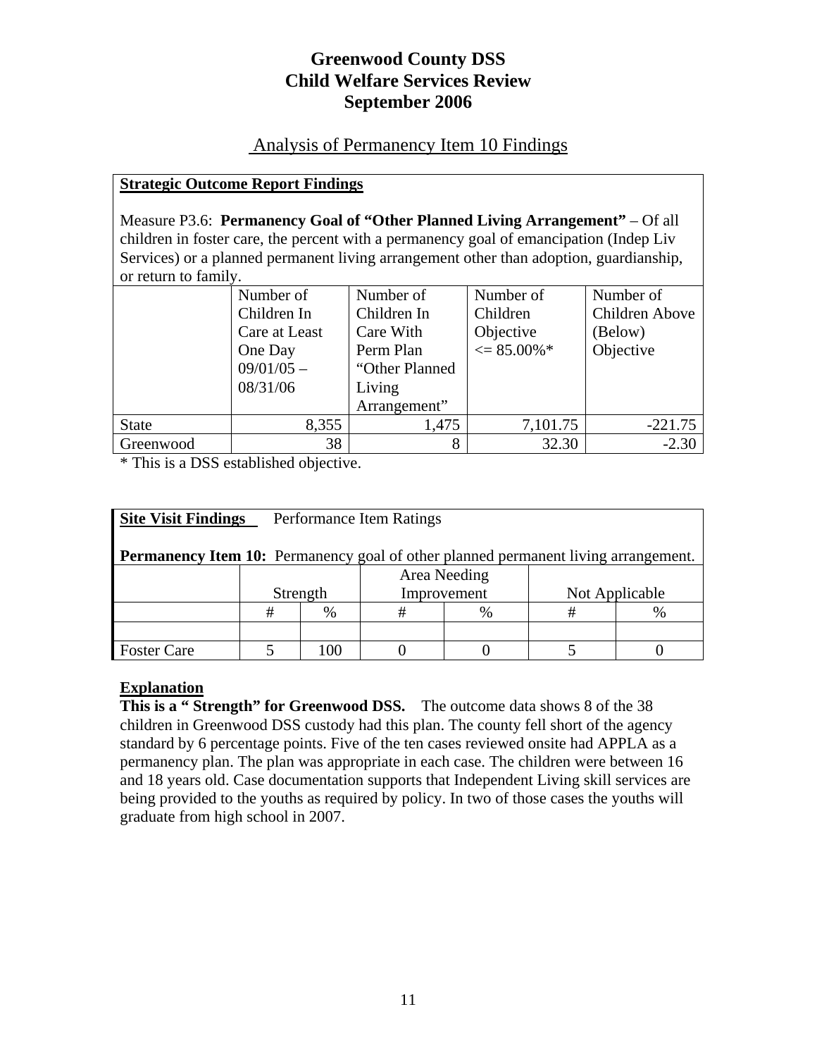# Greenwood County DSS
# Child Welfare Services Review
# September 2006

## Analysis of Permanency Item 10 Findings

**Strategic Outcome Report Findings**

Measure P3.6: **Permanency Goal of "Other Planned Living Arrangement"** – Of all children in foster care, the percent with a permanency goal of emancipation (Indep Liv Services) or a planned permanent living arrangement other than adoption, guardianship, or return to family.

| | Number of Children In Care at Least One Day 09/01/05 – 08/31/06 | Number of Children In Care With Perm Plan "Other Planned Living Arrangement" | Number of Children Objective <= 85.00%* | Number of Children Above (Below) Objective |
|---|---|---|---|---|
| State | 8,355 | 1,475 | 7,101.75 | -221.75 |
| Greenwood | 38 | 8 | 32.30 | -2.30 |

* This is a DSS established objective.

**Site Visit Findings** Performance Item Ratings

**Permanency Item 10:** Permanency goal of other planned permanent living arrangement.

| | Strength | | Area Needing Improvement | | Not Applicable | |
|---|---|---|---|---|---|---|
| | # | % | # | % | # | % |
| | | | | | | |
| Foster Care | 5 | 100 | 0 | 0 | 5 | 0 |

**Explanation**

**This is a " Strength" for Greenwood DSS.** The outcome data shows 8 of the 38 children in Greenwood DSS custody had this plan. The county fell short of the agency standard by 6 percentage points. Five of the ten cases reviewed onsite had APPLA as a permanency plan. The plan was appropriate in each case. The children were between 16 and 18 years old. Case documentation supports that Independent Living skill services are being provided to the youths as required by policy. In two of those cases the youths will graduate from high school in 2007.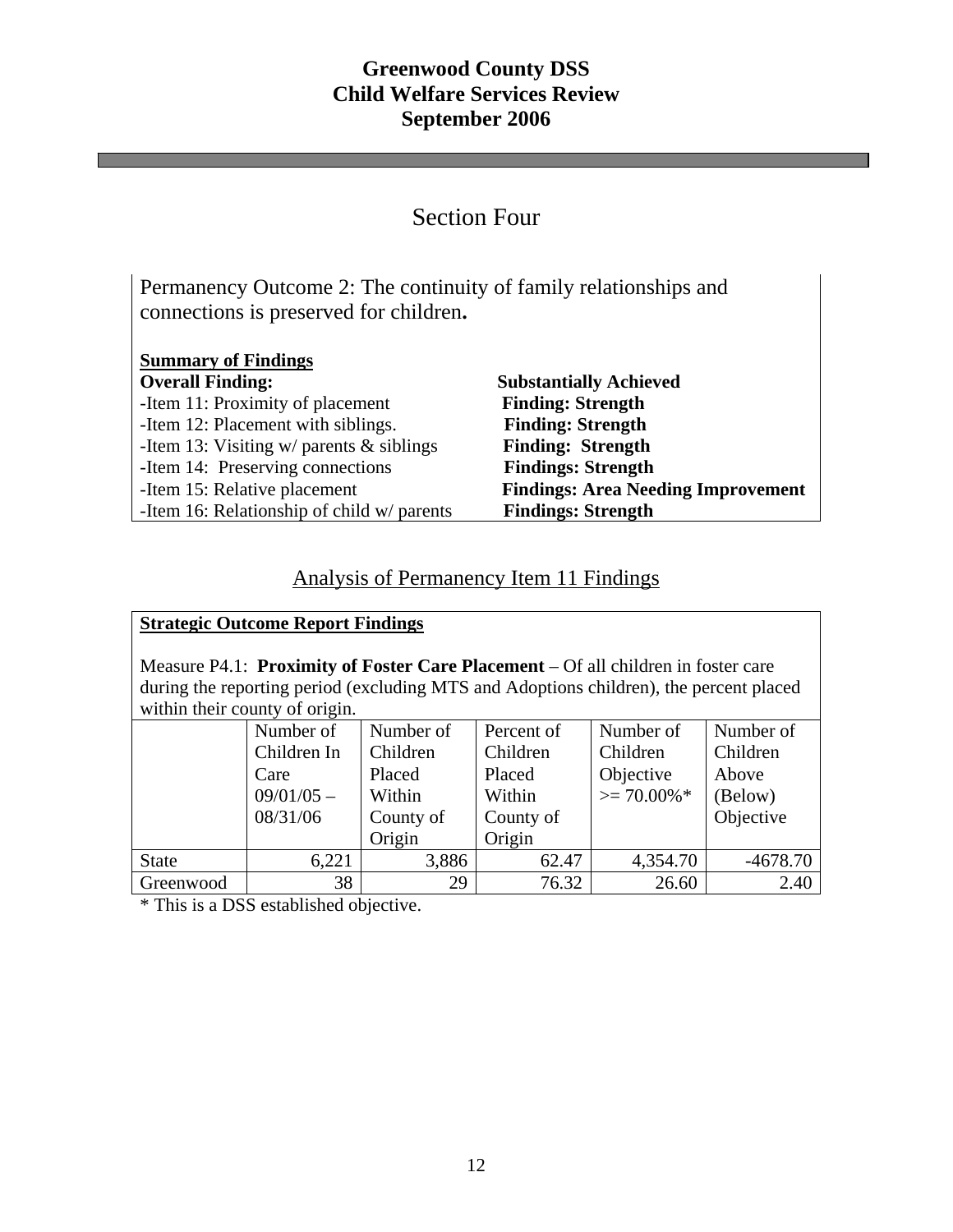# Greenwood County DSS
# Child Welfare Services Review
# September 2006

## Section Four

Permanency Outcome 2: The continuity of family relationships and connections is preserved for children**.**

**Summary of Findings**

| | |
|---|---|
| **Overall Finding:** | **Substantially Achieved** |
| -Item 11: Proximity of placement | **Finding: Strength** |
| -Item 12: Placement with siblings. | **Finding: Strength** |
| -Item 13: Visiting w/ parents & siblings | **Finding: Strength** |
| -Item 14: Preserving connections | **Findings: Strength** |
| -Item 15: Relative placement | **Findings: Area Needing Improvement** |
| -Item 16: Relationship of child w/ parents | **Findings: Strength** |

### Analysis of Permanency Item 11 Findings

**Strategic Outcome Report Findings**

Measure P4.1: **Proximity of Foster Care Placement** – Of all children in foster care during the reporting period (excluding MTS and Adoptions children), the percent placed within their county of origin.

| | Number of Children In Care 09/01/05 – 08/31/06 | Number of Children Placed Within County of Origin | Percent of Children Placed Within County of Origin | Number of Children Objective >= 70.00%* | Number of Children Above (Below) Objective |
|---|---|---|---|---|---|
| State | 6,221 | 3,886 | 62.47 | 4,354.70 | -4678.70 |
| Greenwood | 38 | 29 | 76.32 | 26.60 | 2.40 |

\* This is a DSS established objective.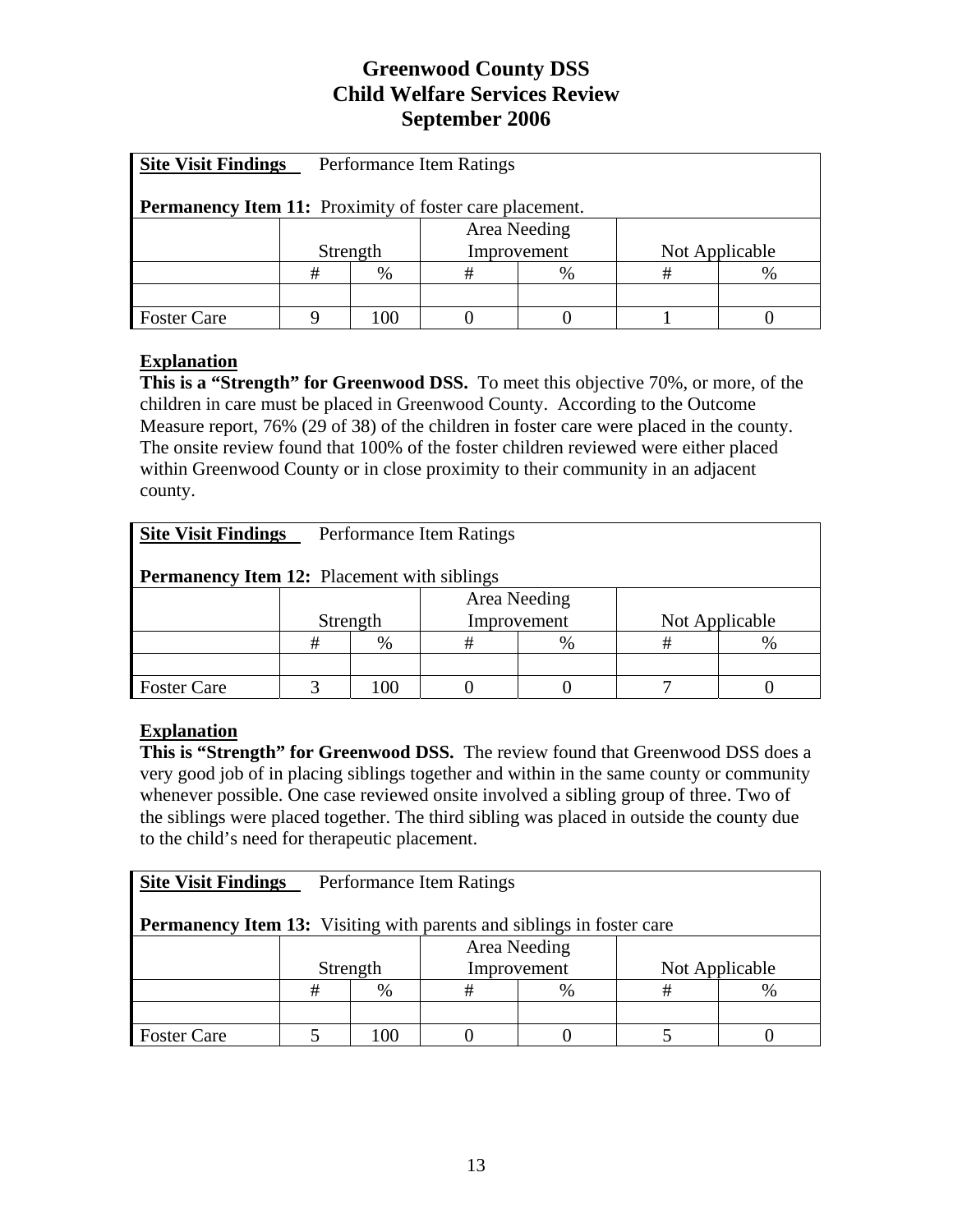# Greenwood County DSS
# Child Welfare Services Review
# September 2006

| **Site Visit Findings** Performance Item Ratings<br><br>**Permanency Item 11:** Proximity of foster care placement. | | | | | | |
|---|---|---|---|---|---|---|
| | Strength | | Area Needing Improvement | | Not Applicable | |
| | # | % | # | % | # | % |
| | | | | | | |
| Foster Care | 9 | 100 | 0 | 0 | 1 | 0 |

**Explanation**

**This is a "Strength" for Greenwood DSS.** To meet this objective 70%, or more, of the children in care must be placed in Greenwood County. According to the Outcome Measure report, 76% (29 of 38) of the children in foster care were placed in the county. The onsite review found that 100% of the foster children reviewed were either placed within Greenwood County or in close proximity to their community in an adjacent county.

| **Site Visit Findings** Performance Item Ratings<br><br>**Permanency Item 12:** Placement with siblings | | | | | | |
|---|---|---|---|---|---|---|
| | Strength | | Area Needing Improvement | | Not Applicable | |
| | # | % | # | % | # | % |
| | | | | | | |
| Foster Care | 3 | 100 | 0 | 0 | 7 | 0 |

**Explanation**

**This is "Strength" for Greenwood DSS.** The review found that Greenwood DSS does a very good job of in placing siblings together and within in the same county or community whenever possible. One case reviewed onsite involved a sibling group of three. Two of the siblings were placed together. The third sibling was placed in outside the county due to the child's need for therapeutic placement.

| **Site Visit Findings** Performance Item Ratings<br><br>**Permanency Item 13:** Visiting with parents and siblings in foster care | | | | | | |
|---|---|---|---|---|---|---|
| | Strength | | Area Needing Improvement | | Not Applicable | |
| | # | % | # | % | # | % |
| | | | | | | |
| Foster Care | 5 | 100 | 0 | 0 | 5 | 0 |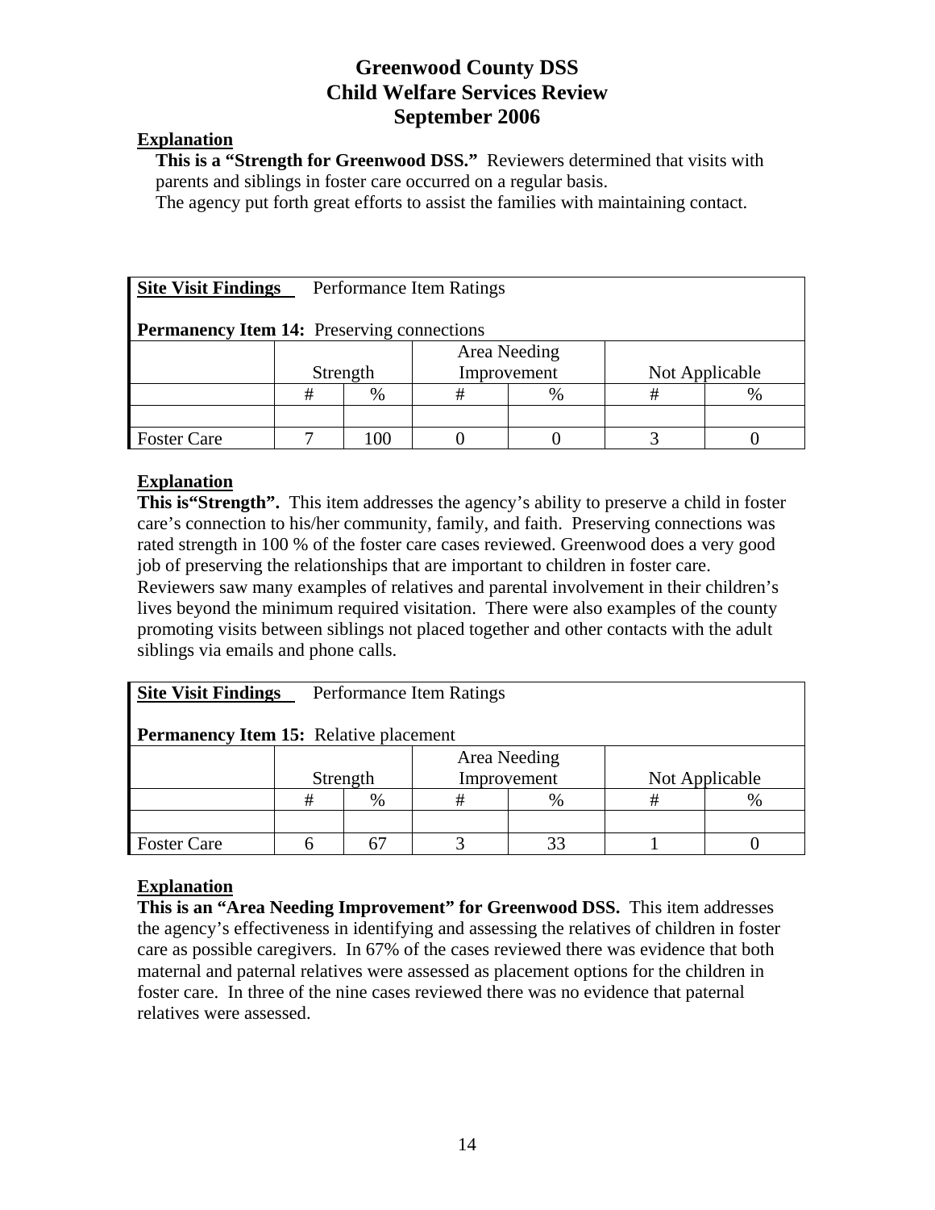# Greenwood County DSS
# Child Welfare Services Review
# September 2006

**Explanation**

**This is a "Strength for Greenwood DSS."** Reviewers determined that visits with parents and siblings in foster care occurred on a regular basis.
The agency put forth great efforts to assist the families with maintaining contact.

**Site Visit Findings** Performance Item Ratings

**Permanency Item 14:** Preserving connections

| | Strength | | Area Needing Improvement | | Not Applicable | |
|---|---|---|---|---|---|---|
| | # | % | # | % | # | % |
| | | | | | | |
| Foster Care | 7 | 100 | 0 | 0 | 3 | 0 |

**Explanation**

**This is"Strength".** This item addresses the agency's ability to preserve a child in foster care's connection to his/her community, family, and faith. Preserving connections was rated strength in 100 % of the foster care cases reviewed. Greenwood does a very good job of preserving the relationships that are important to children in foster care. Reviewers saw many examples of relatives and parental involvement in their children's lives beyond the minimum required visitation. There were also examples of the county promoting visits between siblings not placed together and other contacts with the adult siblings via emails and phone calls.

**Site Visit Findings** Performance Item Ratings

**Permanency Item 15:** Relative placement

| | Strength | | Area Needing Improvement | | Not Applicable | |
|---|---|---|---|---|---|---|
| | # | % | # | % | # | % |
| | | | | | | |
| Foster Care | 6 | 67 | 3 | 33 | 1 | 0 |

**Explanation**

**This is an "Area Needing Improvement" for Greenwood DSS.** This item addresses the agency's effectiveness in identifying and assessing the relatives of children in foster care as possible caregivers. In 67% of the cases reviewed there was evidence that both maternal and paternal relatives were assessed as placement options for the children in foster care. In three of the nine cases reviewed there was no evidence that paternal relatives were assessed.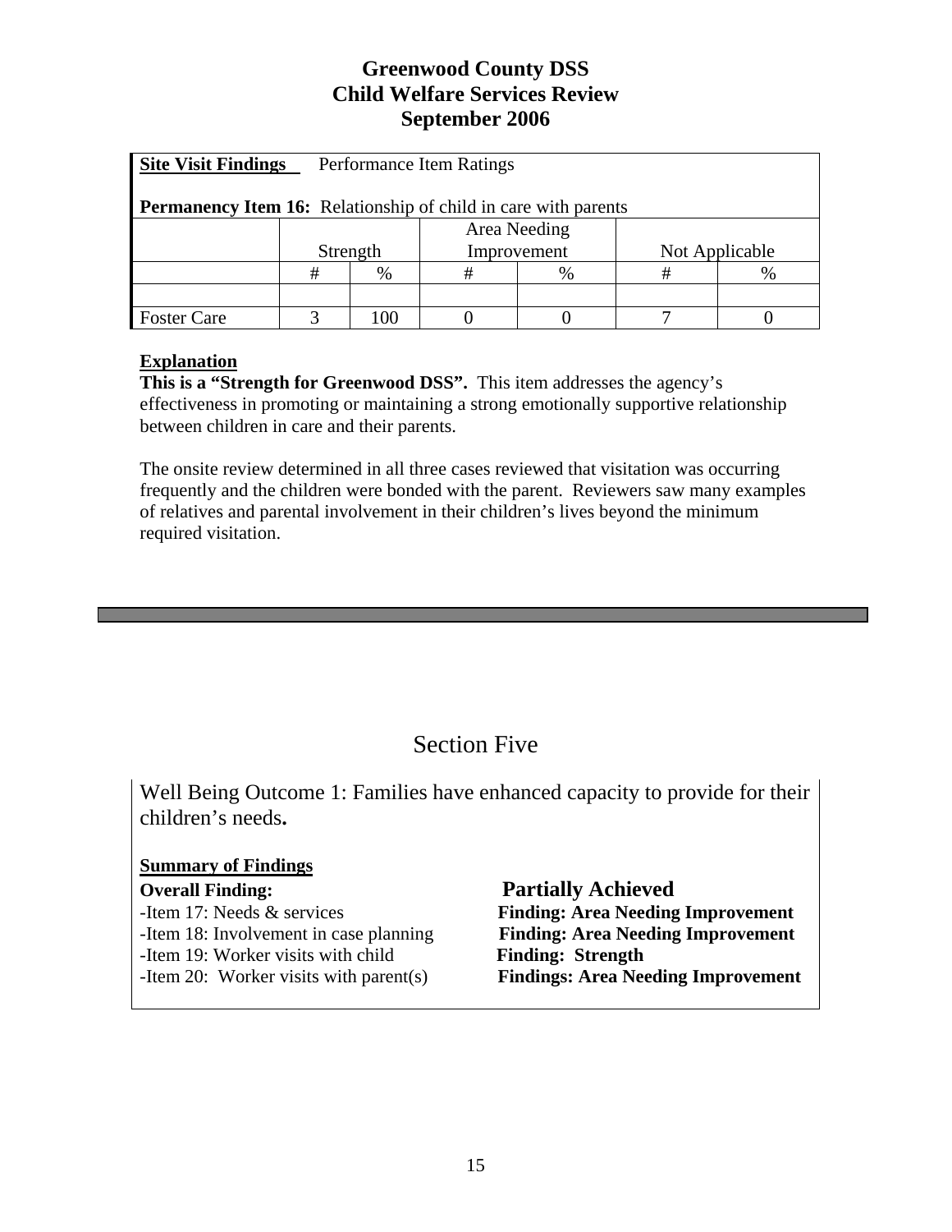# Greenwood County DSS
# Child Welfare Services Review
# September 2006

**Site Visit Findings** Performance Item Ratings

**Permanency Item 16:** Relationship of child in care with parents

| | Strength | | Area Needing Improvement | | Not Applicable | |
|---|---|---|---|---|---|---|
| | # | % | # | % | # | % |
| | | | | | | |
| Foster Care | 3 | 100 | 0 | 0 | 7 | 0 |

**Explanation**

**This is a "Strength for Greenwood DSS".** This item addresses the agency's effectiveness in promoting or maintaining a strong emotionally supportive relationship between children in care and their parents.

The onsite review determined in all three cases reviewed that visitation was occurring frequently and the children were bonded with the parent. Reviewers saw many examples of relatives and parental involvement in their children's lives beyond the minimum required visitation.

## Section Five

Well Being Outcome 1: Families have enhanced capacity to provide for their children's needs**.**

**Summary of Findings**

**Overall Finding:** **Partially Achieved**

- -Item 17: Needs & services **Finding: Area Needing Improvement**
- -Item 18: Involvement in case planning **Finding: Area Needing Improvement**
- -Item 19: Worker visits with child **Finding: Strength**
- -Item 20: Worker visits with parent(s) **Findings: Area Needing Improvement**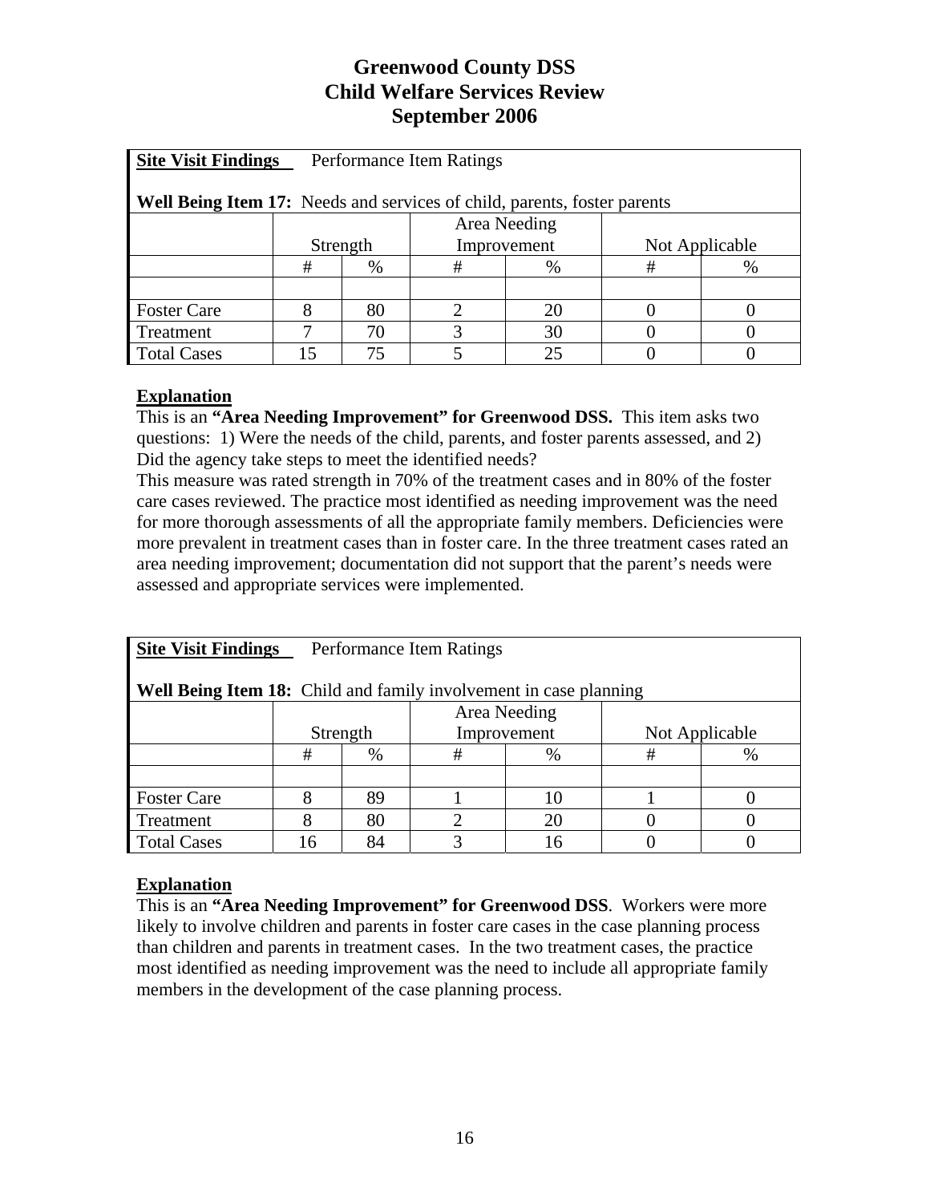# Greenwood County DSS
# Child Welfare Services Review
# September 2006

| **Site Visit Findings** Performance Item Ratings | | | | | | |
|---|---|---|---|---|---|---|
| **Well Being Item 17:** Needs and services of child, parents, foster parents | | | | | | |
| | Strength | | Area Needing Improvement | | Not Applicable | |
| | # | % | # | % | # | % |
| | | | | | | |
| Foster Care | 8 | 80 | 2 | 20 | 0 | 0 |
| Treatment | 7 | 70 | 3 | 30 | 0 | 0 |
| Total Cases | 15 | 75 | 5 | 25 | 0 | 0 |

**Explanation**

This is an **"Area Needing Improvement" for Greenwood DSS.** This item asks two questions: 1) Were the needs of the child, parents, and foster parents assessed, and 2) Did the agency take steps to meet the identified needs?

This measure was rated strength in 70% of the treatment cases and in 80% of the foster care cases reviewed. The practice most identified as needing improvement was the need for more thorough assessments of all the appropriate family members. Deficiencies were more prevalent in treatment cases than in foster care. In the three treatment cases rated an area needing improvement; documentation did not support that the parent's needs were assessed and appropriate services were implemented.

| **Site Visit Findings** Performance Item Ratings | | | | | | |
|---|---|---|---|---|---|---|
| **Well Being Item 18:** Child and family involvement in case planning | | | | | | |
| | Strength | | Area Needing Improvement | | Not Applicable | |
| | # | % | # | % | # | % |
| | | | | | | |
| Foster Care | 8 | 89 | 1 | 10 | 1 | 0 |
| Treatment | 8 | 80 | 2 | 20 | 0 | 0 |
| Total Cases | 16 | 84 | 3 | 16 | 0 | 0 |

**Explanation**

This is an **"Area Needing Improvement" for Greenwood DSS**. Workers were more likely to involve children and parents in foster care cases in the case planning process than children and parents in treatment cases. In the two treatment cases, the practice most identified as needing improvement was the need to include all appropriate family members in the development of the case planning process.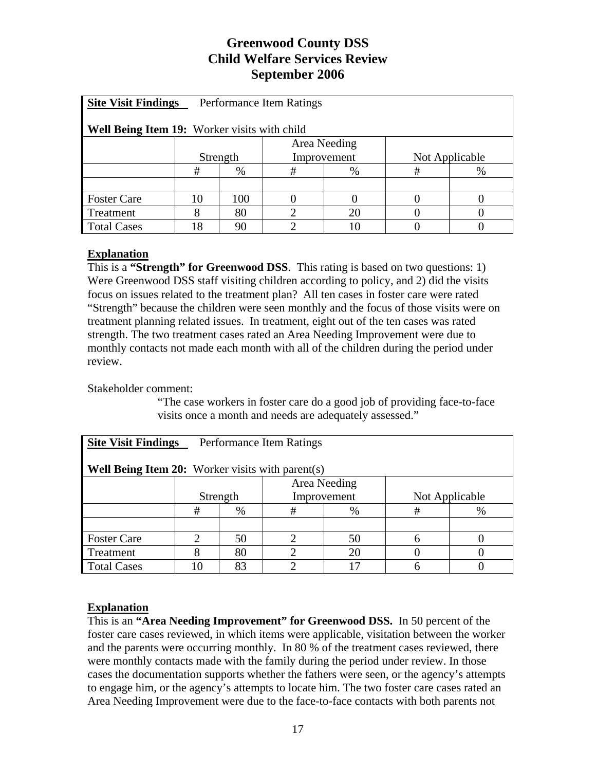# Greenwood County DSS
# Child Welfare Services Review
# September 2006

| **Site Visit Findings** Performance Item Ratings<br><br>**Well Being Item 19:** Worker visits with child | | | | | | |
|---|---|---|---|---|---|---|
| | Strength | | Area Needing Improvement | | Not Applicable | |
| | # | % | # | % | # | % |
| | | | | | | |
| Foster Care | 10 | 100 | 0 | 0 | 0 | 0 |
| Treatment | 8 | 80 | 2 | 20 | 0 | 0 |
| Total Cases | 18 | 90 | 2 | 10 | 0 | 0 |

**Explanation**

This is a **"Strength" for Greenwood DSS**. This rating is based on two questions: 1) Were Greenwood DSS staff visiting children according to policy, and 2) did the visits focus on issues related to the treatment plan? All ten cases in foster care were rated "Strength" because the children were seen monthly and the focus of those visits were on treatment planning related issues. In treatment, eight out of the ten cases was rated strength. The two treatment cases rated an Area Needing Improvement were due to monthly contacts not made each month with all of the children during the period under review.

Stakeholder comment:

> "The case workers in foster care do a good job of providing face-to-face visits once a month and needs are adequately assessed."

| **Site Visit Findings** Performance Item Ratings<br><br>**Well Being Item 20:** Worker visits with parent(s) | | | | | | |
|---|---|---|---|---|---|---|
| | Strength | | Area Needing Improvement | | Not Applicable | |
| | # | % | # | % | # | % |
| | | | | | | |
| Foster Care | 2 | 50 | 2 | 50 | 6 | 0 |
| Treatment | 8 | 80 | 2 | 20 | 0 | 0 |
| Total Cases | 10 | 83 | 2 | 17 | 6 | 0 |

**Explanation**

This is an **"Area Needing Improvement" for Greenwood DSS.** In 50 percent of the foster care cases reviewed, in which items were applicable, visitation between the worker and the parents were occurring monthly. In 80 % of the treatment cases reviewed, there were monthly contacts made with the family during the period under review. In those cases the documentation supports whether the fathers were seen, or the agency's attempts to engage him, or the agency's attempts to locate him. The two foster care cases rated an Area Needing Improvement were due to the face-to-face contacts with both parents not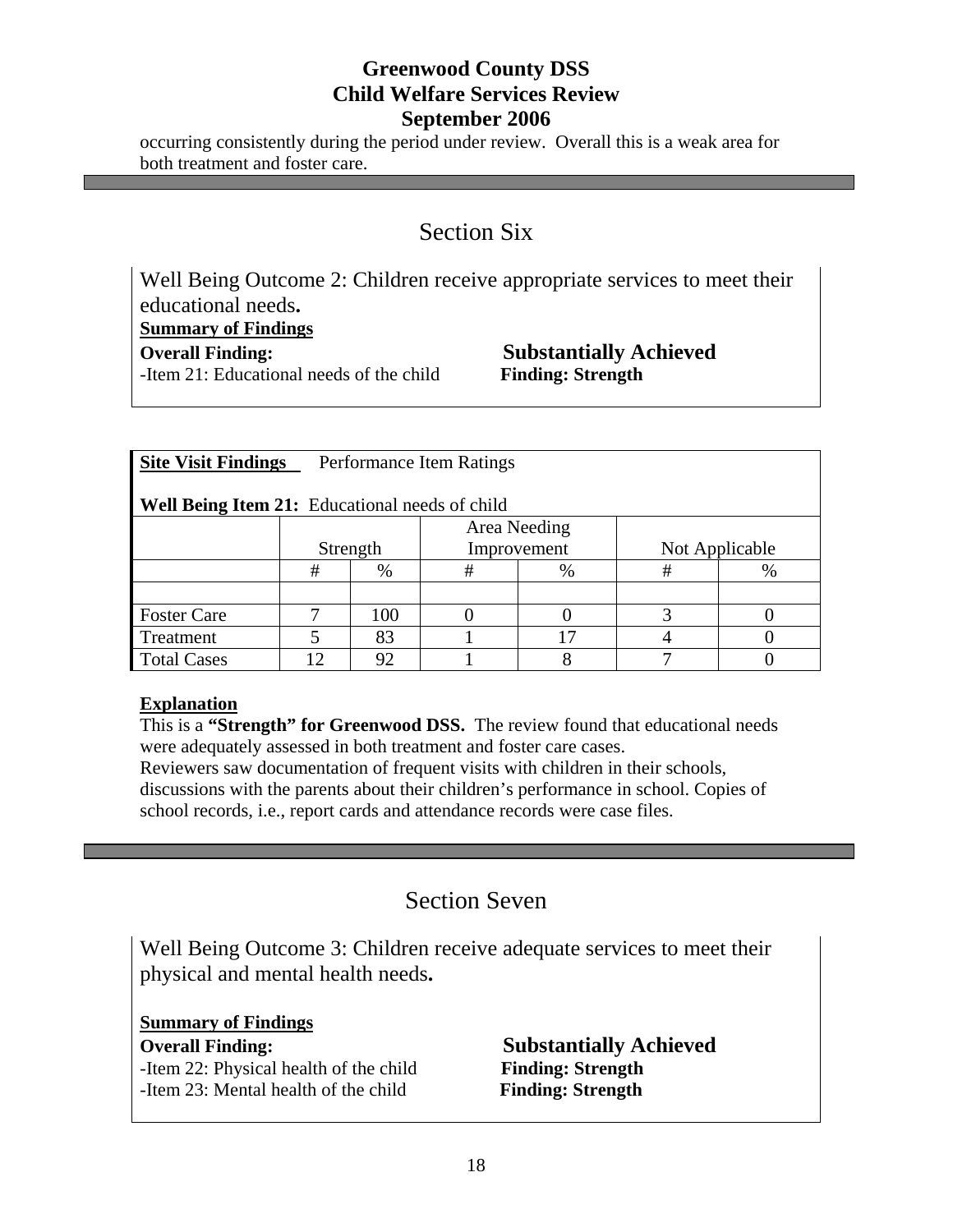occurring consistently during the period under review. Overall this is a weak area for both treatment and foster care.

---

## Section Six

Well Being Outcome 2: Children receive appropriate services to meet their educational needs**.**

**Summary of Findings**

**Overall Finding:** **Substantially Achieved**

-Item 21: Educational needs of the child **Finding: Strength**

**Site Visit Findings** Performance Item Ratings

**Well Being Item 21:** Educational needs of child

| | Strength | | Area Needing Improvement | | Not Applicable | |
|---|---|---|---|---|---|---|
| | # | % | # | % | # | % |
| | | | | | | |
| Foster Care | 7 | 100 | 0 | 0 | 3 | 0 |
| Treatment | 5 | 83 | 1 | 17 | 4 | 0 |
| Total Cases | 12 | 92 | 1 | 8 | 7 | 0 |

**Explanation**

This is a **"Strength" for Greenwood DSS.** The review found that educational needs were adequately assessed in both treatment and foster care cases.
Reviewers saw documentation of frequent visits with children in their schools, discussions with the parents about their children's performance in school. Copies of school records, i.e., report cards and attendance records were case files.

---

## Section Seven

Well Being Outcome 3: Children receive adequate services to meet their physical and mental health needs**.**

**Summary of Findings**

**Overall Finding:** **Substantially Achieved**

-Item 22: Physical health of the child **Finding: Strength**

-Item 23: Mental health of the child **Finding: Strength**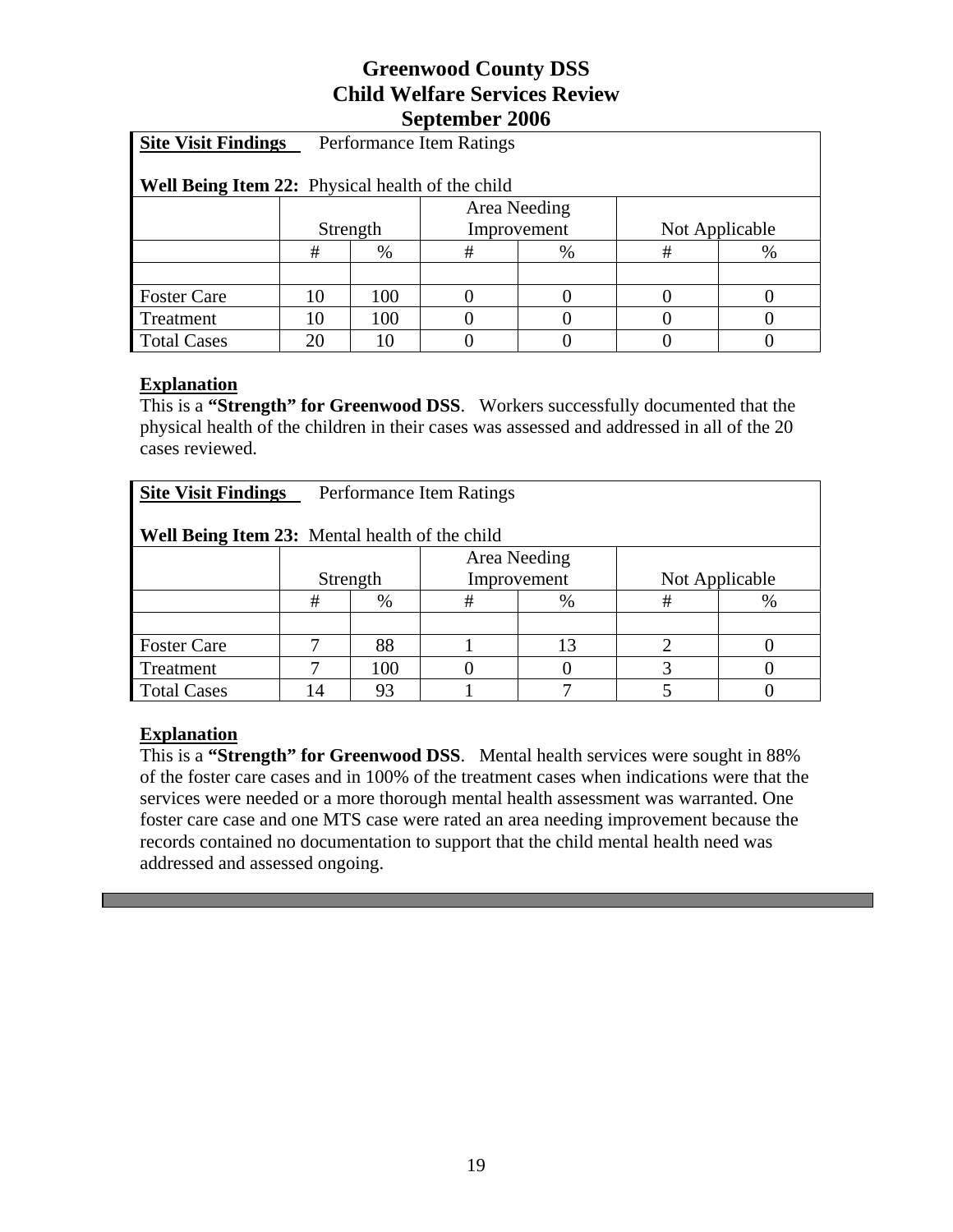# Greenwood County DSS
# Child Welfare Services Review
# September 2006

**Site Visit Findings** Performance Item Ratings

**Well Being Item 22:** Physical health of the child

| | Strength | | Area Needing Improvement | | Not Applicable | |
|---|---|---|---|---|---|---|
| | # | % | # | % | # | % |
| | | | | | | |
| Foster Care | 10 | 100 | 0 | 0 | 0 | 0 |
| Treatment | 10 | 100 | 0 | 0 | 0 | 0 |
| Total Cases | 20 | 10 | 0 | 0 | 0 | 0 |

**Explanation**

This is a **"Strength" for Greenwood DSS**. Workers successfully documented that the physical health of the children in their cases was assessed and addressed in all of the 20 cases reviewed.

**Site Visit Findings** Performance Item Ratings

**Well Being Item 23:** Mental health of the child

| | Strength | | Area Needing Improvement | | Not Applicable | |
|---|---|---|---|---|---|---|
| | # | % | # | % | # | % |
| | | | | | | |
| Foster Care | 7 | 88 | 1 | 13 | 2 | 0 |
| Treatment | 7 | 100 | 0 | 0 | 3 | 0 |
| Total Cases | 14 | 93 | 1 | 7 | 5 | 0 |

**Explanation**

This is a **"Strength" for Greenwood DSS**. Mental health services were sought in 88% of the foster care cases and in 100% of the treatment cases when indications were that the services were needed or a more thorough mental health assessment was warranted. One foster care case and one MTS case were rated an area needing improvement because the records contained no documentation to support that the child mental health need was addressed and assessed ongoing.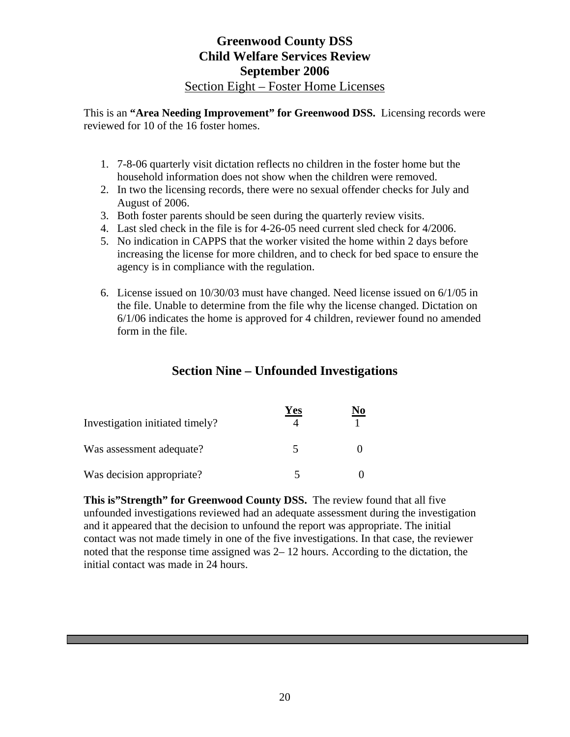# Greenwood County DSS
# Child Welfare Services Review
# September 2006

## Section Eight – Foster Home Licenses

This is an **"Area Needing Improvement" for Greenwood DSS.** Licensing records were reviewed for 10 of the 16 foster homes.

1. 7-8-06 quarterly visit dictation reflects no children in the foster home but the household information does not show when the children were removed.
2. In two the licensing records, there were no sexual offender checks for July and August of 2006.
3. Both foster parents should be seen during the quarterly review visits.
4. Last sled check in the file is for 4-26-05 need current sled check for 4/2006.
5. No indication in CAPPS that the worker visited the home within 2 days before increasing the license for more children, and to check for bed space to ensure the agency is in compliance with the regulation.
6. License issued on 10/30/03 must have changed. Need license issued on 6/1/05 in the file. Unable to determine from the file why the license changed. Dictation on 6/1/06 indicates the home is approved for 4 children, reviewer found no amended form in the file.

## Section Nine – Unfounded Investigations

| | Yes | No |
|---|---|---|
| Investigation initiated timely? | 4 | 1 |
| Was assessment adequate? | 5 | 0 |
| Was decision appropriate? | 5 | 0 |

**This is"Strength" for Greenwood County DSS.** The review found that all five unfounded investigations reviewed had an adequate assessment during the investigation and it appeared that the decision to unfound the report was appropriate. The initial contact was not made timely in one of the five investigations. In that case, the reviewer noted that the response time assigned was 2– 12 hours. According to the dictation, the initial contact was made in 24 hours.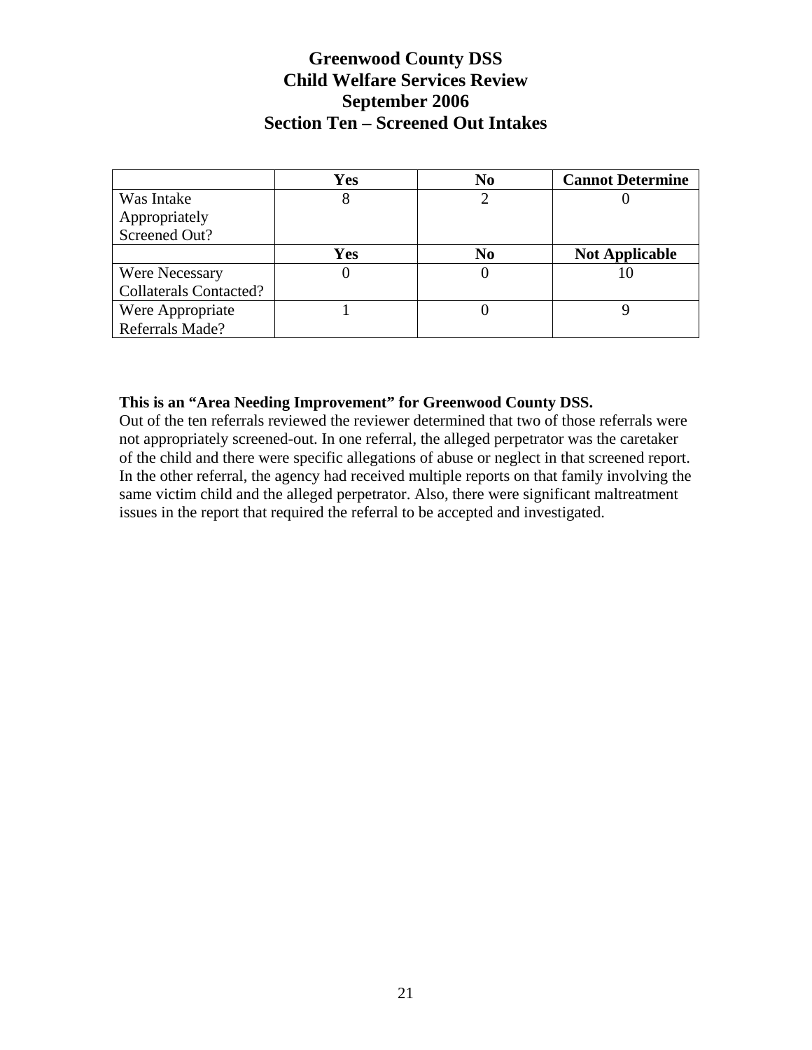# Greenwood County DSS
# Child Welfare Services Review
# September 2006
# Section Ten – Screened Out Intakes

| | Yes | No | Cannot Determine |
|---|---|---|---|
| Was Intake Appropriately Screened Out? | 8 | 2 | 0 |
| | **Yes** | **No** | **Not Applicable** |
| Were Necessary Collaterals Contacted? | 0 | 0 | 10 |
| Were Appropriate Referrals Made? | 1 | 0 | 9 |

**This is an "Area Needing Improvement" for Greenwood County DSS.**
Out of the ten referrals reviewed the reviewer determined that two of those referrals were not appropriately screened-out. In one referral, the alleged perpetrator was the caretaker of the child and there were specific allegations of abuse or neglect in that screened report. In the other referral, the agency had received multiple reports on that family involving the same victim child and the alleged perpetrator. Also, there were significant maltreatment issues in the report that required the referral to be accepted and investigated.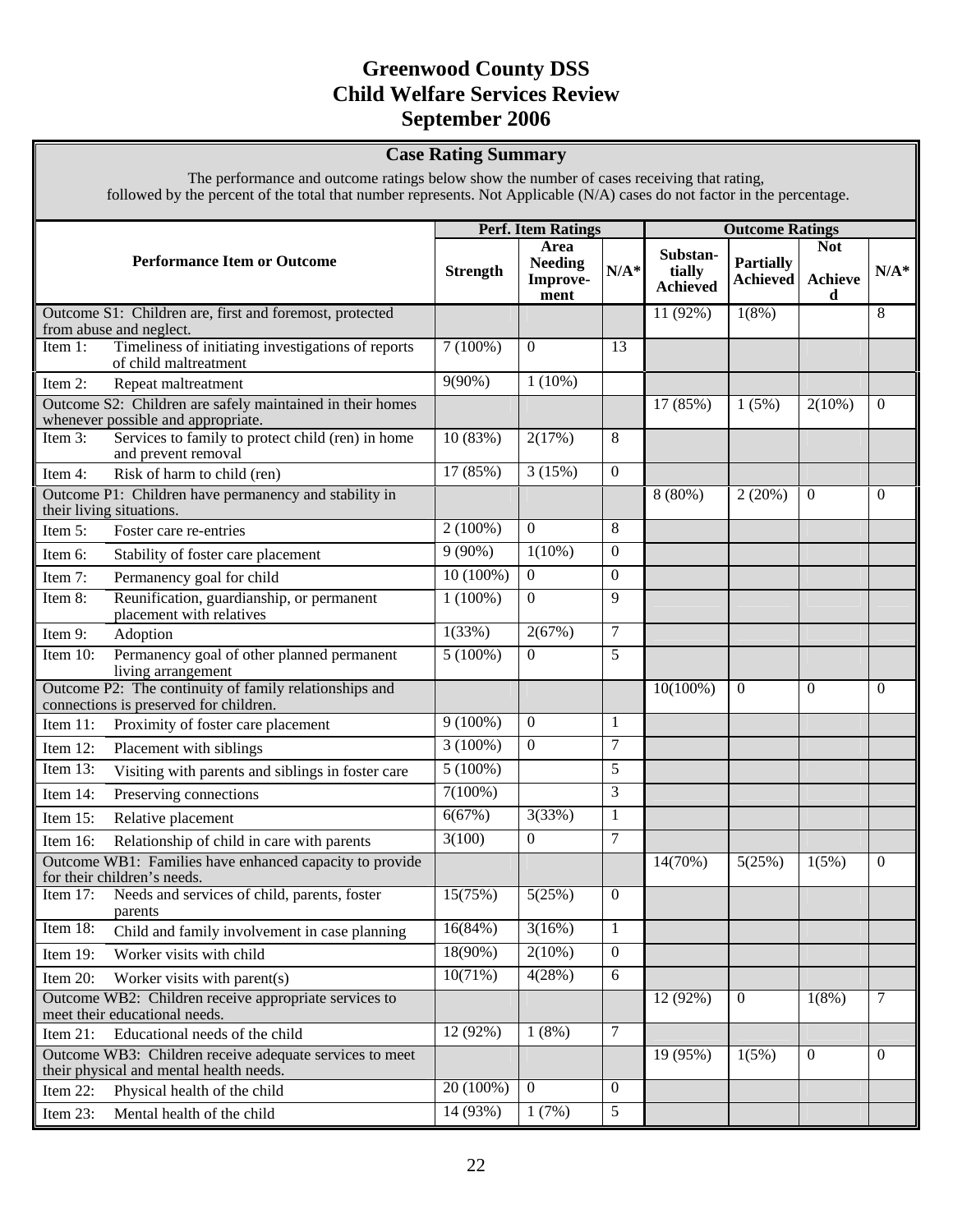# Greenwood County DSS
# Child Welfare Services Review
# September 2006

## Case Rating Summary

The performance and outcome ratings below show the number of cases receiving that rating, followed by the percent of the total that number represents. Not Applicable (N/A) cases do not factor in the percentage.

| Performance Item or Outcome | Perf. Item Ratings | | | Outcome Ratings | | | |
|---|---|---|---|---|---|---|---|
| | Strength | Area Needing Improve-ment | N/A* | Substan-tially Achieved | Partially Achieved | Not Achieved | N/A* |
| Outcome S1: Children are, first and foremost, protected from abuse and neglect. | | | | 11 (92%) | 1(8%) | | 8 |
| Item 1: Timeliness of initiating investigations of reports of child maltreatment | 7 (100%) | 0 | 13 | | | | |
| Item 2: Repeat maltreatment | 9(90%) | 1 (10%) | | | | | |
| Outcome S2: Children are safely maintained in their homes whenever possible and appropriate. | | | | 17 (85%) | 1 (5%) | 2(10%) | 0 |
| Item 3: Services to family to protect child (ren) in home and prevent removal | 10 (83%) | 2(17%) | 8 | | | | |
| Item 4: Risk of harm to child (ren) | 17 (85%) | 3 (15%) | 0 | | | | |
| Outcome P1: Children have permanency and stability in their living situations. | | | | 8 (80%) | 2 (20%) | 0 | 0 |
| Item 5: Foster care re-entries | 2 (100%) | 0 | 8 | | | | |
| Item 6: Stability of foster care placement | 9 (90%) | 1(10%) | 0 | | | | |
| Item 7: Permanency goal for child | 10 (100%) | 0 | 0 | | | | |
| Item 8: Reunification, guardianship, or permanent placement with relatives | 1 (100%) | 0 | 9 | | | | |
| Item 9: Adoption | 1(33%) | 2(67%) | 7 | | | | |
| Item 10: Permanency goal of other planned permanent living arrangement | 5 (100%) | 0 | 5 | | | | |
| Outcome P2: The continuity of family relationships and connections is preserved for children. | | | | 10(100%) | 0 | 0 | 0 |
| Item 11: Proximity of foster care placement | 9 (100%) | 0 | 1 | | | | |
| Item 12: Placement with siblings | 3 (100%) | 0 | 7 | | | | |
| Item 13: Visiting with parents and siblings in foster care | 5 (100%) | | 5 | | | | |
| Item 14: Preserving connections | 7(100%) | | 3 | | | | |
| Item 15: Relative placement | 6(67%) | 3(33%) | 1 | | | | |
| Item 16: Relationship of child in care with parents | 3(100) | 0 | 7 | | | | |
| Outcome WB1: Families have enhanced capacity to provide for their children's needs. | | | | 14(70%) | 5(25%) | 1(5%) | 0 |
| Item 17: Needs and services of child, parents, foster parents | 15(75%) | 5(25%) | 0 | | | | |
| Item 18: Child and family involvement in case planning | 16(84%) | 3(16%) | 1 | | | | |
| Item 19: Worker visits with child | 18(90%) | 2(10%) | 0 | | | | |
| Item 20: Worker visits with parent(s) | 10(71%) | 4(28%) | 6 | | | | |
| Outcome WB2: Children receive appropriate services to meet their educational needs. | | | | 12 (92%) | 0 | 1(8%) | 7 |
| Item 21: Educational needs of the child | 12 (92%) | 1 (8%) | 7 | | | | |
| Outcome WB3: Children receive adequate services to meet their physical and mental health needs. | | | | 19 (95%) | 1(5%) | 0 | 0 |
| Item 22: Physical health of the child | 20 (100%) | 0 | 0 | | | | |
| Item 23: Mental health of the child | 14 (93%) | 1 (7%) | 5 | | | | |